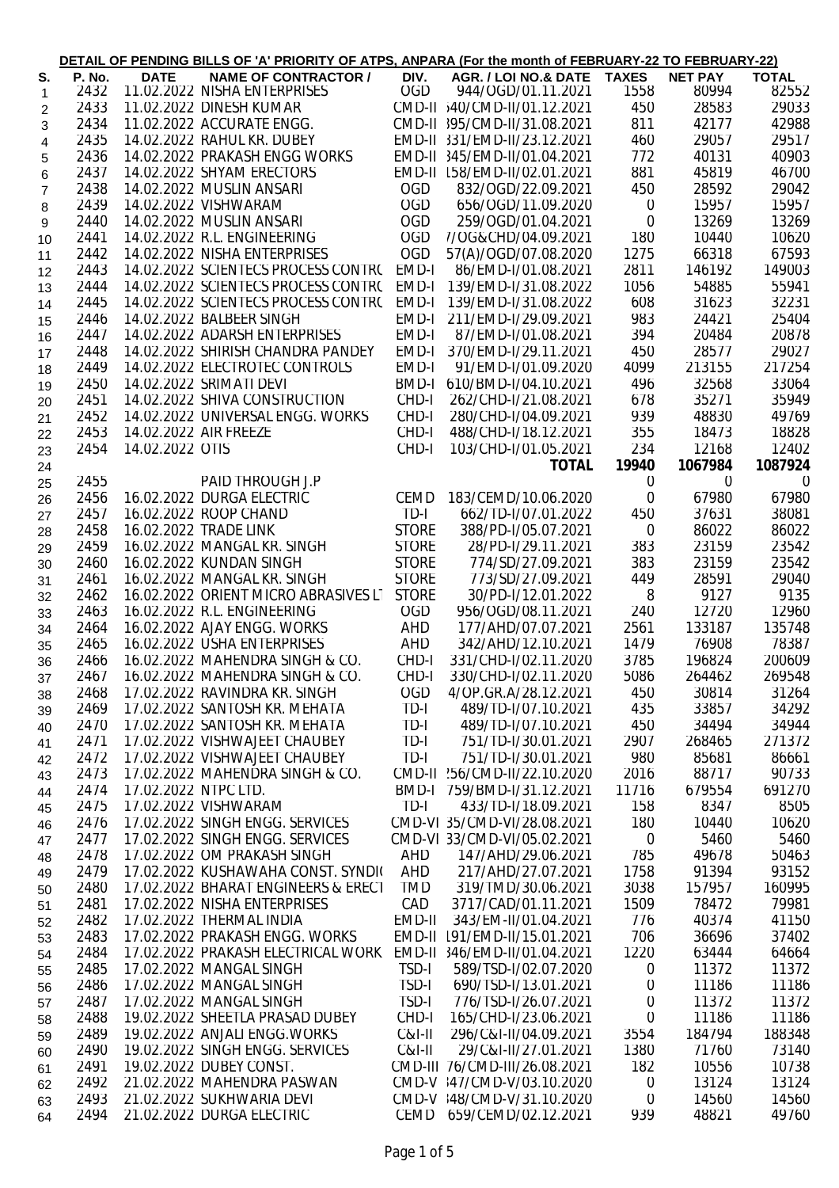## DETAIL OF PENDING BILLS OF 'A' PRIORITY OF ATPS, ANPARA (For the month of FEBRUARY-22 TO FEBRUARY-22)

| S. | P. No. | DATE | NAME OF CONTRACTOR / | DIV. | AGR. / LOI NO.& DATE | TAXES | NET PAY | TOTAL |
|---|---|---|---|---|---|---|---|---|
| 1 | 2432 | 11.02.2022 | NISHA ENTERPRISES | OGD | 944/OGD/01.11.2021 | 1558 | 80994 | 82552 |
| 2 | 2433 | 11.02.2022 | DINESH KUMAR | CMD-II | 540/CMD-II/01.12.2021 | 450 | 28583 | 29033 |
| 3 | 2434 | 11.02.2022 | ACCURATE ENGG. | CMD-II | 395/CMD-II/31.08.2021 | 811 | 42177 | 42988 |
| 4 | 2435 | 14.02.2022 | RAHUL KR. DUBEY | EMD-II | 331/EMD-II/23.12.2021 | 460 | 29057 | 29517 |
| 5 | 2436 | 14.02.2022 | PRAKASH ENGG WORKS | EMD-II | 345/EMD-II/01.04.2021 | 772 | 40131 | 40903 |
| 6 | 2437 | 14.02.2022 | SHYAM ERECTORS | EMD-II | 158/EMD-II/02.01.2021 | 881 | 45819 | 46700 |
| 7 | 2438 | 14.02.2022 | MUSLIN ANSARI | OGD | 832/OGD/22.09.2021 | 450 | 28592 | 29042 |
| 8 | 2439 | 14.02.2022 | VISHWARAM | OGD | 656/OGD/11.09.2020 | 0 | 15957 | 15957 |
| 9 | 2440 | 14.02.2022 | MUSLIN ANSARI | OGD | 259/OGD/01.04.2021 | 0 | 13269 | 13269 |
| 10 | 2441 | 14.02.2022 | R.L. ENGINEERING | OGD | 7/OG&CHD/04.09.2021 | 180 | 10440 | 10620 |
| 11 | 2442 | 14.02.2022 | NISHA ENTERPRISES | OGD | 57(A)/OGD/07.08.2020 | 1275 | 66318 | 67593 |
| 12 | 2443 | 14.02.2022 | SCIENTECS PROCESS CONTRO | EMD-I | 86/EMD-I/01.08.2021 | 2811 | 146192 | 149003 |
| 13 | 2444 | 14.02.2022 | SCIENTECS PROCESS CONTRO | EMD-I | 139/EMD-I/31.08.2022 | 1056 | 54885 | 55941 |
| 14 | 2445 | 14.02.2022 | SCIENTECS PROCESS CONTRO | EMD-I | 139/EMD-I/31.08.2022 | 608 | 31623 | 32231 |
| 15 | 2446 | 14.02.2022 | BALBEER SINGH | EMD-I | 211/EMD-I/29.09.2021 | 983 | 24421 | 25404 |
| 16 | 2447 | 14.02.2022 | ADARSH ENTERPRISES | EMD-I | 87/EMD-I/01.08.2021 | 394 | 20484 | 20878 |
| 17 | 2448 | 14.02.2022 | SHIRISH CHANDRA PANDEY | EMD-I | 370/EMD-I/29.11.2021 | 450 | 28577 | 29027 |
| 18 | 2449 | 14.02.2022 | ELECTROTEC CONTROLS | EMD-I | 91/EMD-I/01.09.2020 | 4099 | 213155 | 217254 |
| 19 | 2450 | 14.02.2022 | SRIMATI DEVI | BMD-I | 610/BMD-I/04.10.2021 | 496 | 32568 | 33064 |
| 20 | 2451 | 14.02.2022 | SHIVA CONSTRUCTION | CHD-I | 262/CHD-I/21.08.2021 | 678 | 35271 | 35949 |
| 21 | 2452 | 14.02.2022 | UNIVERSAL ENGG. WORKS | CHD-I | 280/CHD-I/04.09.2021 | 939 | 48830 | 49769 |
| 22 | 2453 | 14.02.2022 | AIR FREEZE | CHD-I | 488/CHD-I/18.12.2021 | 355 | 18473 | 18828 |
| 23 | 2454 | 14.02.2022 | OTIS | CHD-I | 103/CHD-I/01.05.2021 | 234 | 12168 | 12402 |
| 24 | | | | | **TOTAL** | **19940** | **1067984** | **1087924** |
| 25 | 2455 | | PAID THROUGH J.P | | | 0 | 0 | 0 |
| 26 | 2456 | 16.02.2022 | DURGA ELECTRIC | CEMD | 183/CEMD/10.06.2020 | 0 | 67980 | 67980 |
| 27 | 2457 | 16.02.2022 | ROOP CHAND | TD-I | 662/TD-I/07.01.2022 | 450 | 37631 | 38081 |
| 28 | 2458 | 16.02.2022 | TRADE LINK | STORE | 388/PD-I/05.07.2021 | 0 | 86022 | 86022 |
| 29 | 2459 | 16.02.2022 | MANGAL KR. SINGH | STORE | 28/PD-I/29.11.2021 | 383 | 23159 | 23542 |
| 30 | 2460 | 16.02.2022 | KUNDAN SINGH | STORE | 774/SD/27.09.2021 | 383 | 23159 | 23542 |
| 31 | 2461 | 16.02.2022 | MANGAL KR. SINGH | STORE | 773/SD/27.09.2021 | 449 | 28591 | 29040 |
| 32 | 2462 | 16.02.2022 | ORIENT MICRO ABRASIVES LT | STORE | 30/PD-I/12.01.2022 | 8 | 9127 | 9135 |
| 33 | 2463 | 16.02.2022 | R.L. ENGINEERING | OGD | 956/OGD/08.11.2021 | 240 | 12720 | 12960 |
| 34 | 2464 | 16.02.2022 | AJAY ENGG. WORKS | AHD | 177/AHD/07.07.2021 | 2561 | 133187 | 135748 |
| 35 | 2465 | 16.02.2022 | USHA ENTERPRISES | AHD | 342/AHD/12.10.2021 | 1479 | 76908 | 78387 |
| 36 | 2466 | 16.02.2022 | MAHENDRA SINGH & CO. | CHD-I | 331/CHD-I/02.11.2020 | 3785 | 196824 | 200609 |
| 37 | 2467 | 16.02.2022 | MAHENDRA SINGH & CO. | CHD-I | 330/CHD-I/02.11.2020 | 5086 | 264462 | 269548 |
| 38 | 2468 | 17.02.2022 | RAVINDRA KR. SINGH | OGD | 4/OP.GR.A/28.12.2021 | 450 | 30814 | 31264 |
| 39 | 2469 | 17.02.2022 | SANTOSH KR. MEHATA | TD-I | 489/TD-I/07.10.2021 | 435 | 33857 | 34292 |
| 40 | 2470 | 17.02.2022 | SANTOSH KR. MEHATA | TD-I | 489/TD-I/07.10.2021 | 450 | 34494 | 34944 |
| 41 | 2471 | 17.02.2022 | VISHWAJEET CHAUBEY | TD-I | 751/TD-I/30.01.2021 | 2907 | 268465 | 271372 |
| 42 | 2472 | 17.02.2022 | VISHWAJEET CHAUBEY | TD-I | 751/TD-I/30.01.2021 | 980 | 85681 | 86661 |
| 43 | 2473 | 17.02.2022 | MAHENDRA SINGH & CO. | CMD-II | 256/CMD-II/22.10.2020 | 2016 | 88717 | 90733 |
| 44 | 2474 | 17.02.2022 | NTPC LTD. | BMD-I | 759/BMD-I/31.12.2021 | 11716 | 679554 | 691270 |
| 45 | 2475 | 17.02.2022 | VISHWARAM | TD-I | 433/TD-I/18.09.2021 | 158 | 8347 | 8505 |
| 46 | 2476 | 17.02.2022 | SINGH ENGG. SERVICES | CMD-VI | 35/CMD-VI/28.08.2021 | 180 | 10440 | 10620 |
| 47 | 2477 | 17.02.2022 | SINGH ENGG. SERVICES | CMD-VI | 33/CMD-VI/05.02.2021 | 0 | 5460 | 5460 |
| 48 | 2478 | 17.02.2022 | OM PRAKASH SINGH | AHD | 147/AHD/29.06.2021 | 785 | 49678 | 50463 |
| 49 | 2479 | 17.02.2022 | KUSHAWAHA CONST. SYNDIC | AHD | 217/AHD/27.07.2021 | 1758 | 91394 | 93152 |
| 50 | 2480 | 17.02.2022 | BHARAT ENGINEERS & ERECT | TMD | 319/TMD/30.06.2021 | 3038 | 157957 | 160995 |
| 51 | 2481 | 17.02.2022 | NISHA ENTERPRISES | CAD | 3717/CAD/01.11.2021 | 1509 | 78472 | 79981 |
| 52 | 2482 | 17.02.2022 | THERMAL INDIA | EMD-II | 343/EM-II/01.04.2021 | 776 | 40374 | 41150 |
| 53 | 2483 | 17.02.2022 | PRAKASH ENGG. WORKS | EMD-II | 191/EMD-II/15.01.2021 | 706 | 36696 | 37402 |
| 54 | 2484 | 17.02.2022 | PRAKASH ELECTRICAL WORK | EMD-II | 346/EMD-II/01.04.2021 | 1220 | 63444 | 64664 |
| 55 | 2485 | 17.02.2022 | MANGAL SINGH | TSD-I | 589/TSD-I/02.07.2020 | 0 | 11372 | 11372 |
| 56 | 2486 | 17.02.2022 | MANGAL SINGH | TSD-I | 690/TSD-I/13.01.2021 | 0 | 11186 | 11186 |
| 57 | 2487 | 17.02.2022 | MANGAL SINGH | TSD-I | 776/TSD-I/26.07.2021 | 0 | 11372 | 11372 |
| 58 | 2488 | 19.02.2022 | SHEETLA PRASAD DUBEY | CHD-I | 165/CHD-I/23.06.2021 | 0 | 11186 | 11186 |
| 59 | 2489 | 19.02.2022 | ANJALI ENGG.WORKS | C&I-II | 296/C&I-II/04.09.2021 | 3554 | 184794 | 188348 |
| 60 | 2490 | 19.02.2022 | SINGH ENGG. SERVICES | C&I-II | 29/C&I-II/27.01.2021 | 1380 | 71760 | 73140 |
| 61 | 2491 | 19.02.2022 | DUBEY CONST. | CMD-III | 76/CMD-III/26.08.2021 | 182 | 10556 | 10738 |
| 62 | 2492 | 21.02.2022 | MAHENDRA PASWAN | CMD-V | 347/CMD-V/03.10.2020 | 0 | 13124 | 13124 |
| 63 | 2493 | 21.02.2022 | SUKHWARIA DEVI | CMD-V | 348/CMD-V/31.10.2020 | 0 | 14560 | 14560 |
| 64 | 2494 | 21.02.2022 | DURGA ELECTRIC | CEMD | 659/CEMD/02.12.2021 | 939 | 48821 | 49760 |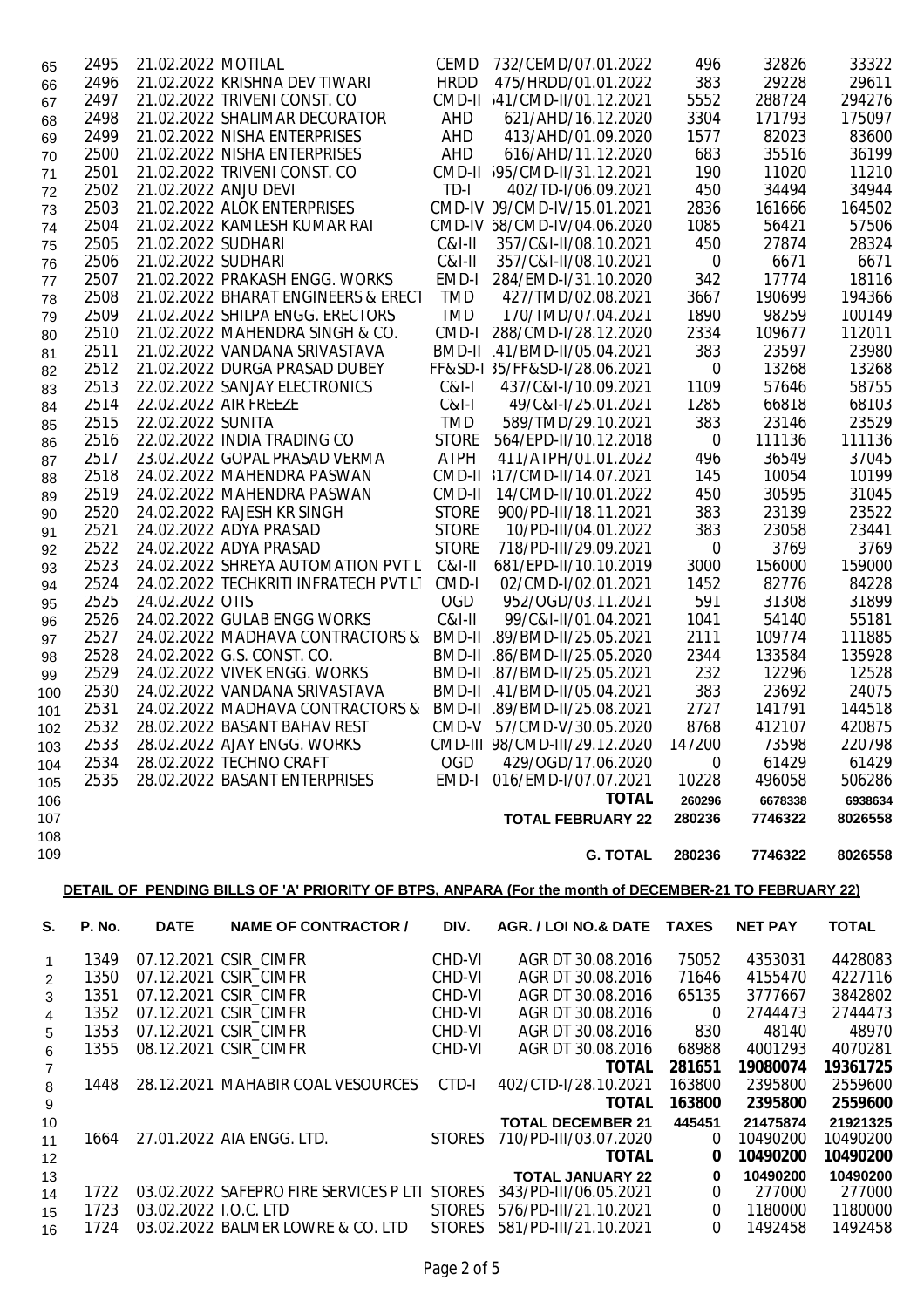| | | | | | | | | |
|---|---|---|---|---|---|---|---|---|
| 65 | 2495 | 21.02.2022 | MOTILAL | CEMD | 732/CEMD/07.01.2022 | 496 | 32826 | 33322 |
| 66 | 2496 | 21.02.2022 | KRISHNA DEV TIWARI | HRDD | 475/HRDD/01.01.2022 | 383 | 29228 | 29611 |
| 67 | 2497 | 21.02.2022 | TRIVENI CONST. CO | CMD-II | 541/CMD-II/01.12.2021 | 5552 | 288724 | 294276 |
| 68 | 2498 | 21.02.2022 | SHALIMAR DECORATOR | AHD | 621/AHD/16.12.2020 | 3304 | 171793 | 175097 |
| 69 | 2499 | 21.02.2022 | NISHA ENTERPRISES | AHD | 413/AHD/01.09.2020 | 1577 | 82023 | 83600 |
| 70 | 2500 | 21.02.2022 | NISHA ENTERPRISES | AHD | 616/AHD/11.12.2020 | 683 | 35516 | 36199 |
| 71 | 2501 | 21.02.2022 | TRIVENI CONST. CO | CMD-II | 595/CMD-II/31.12.2021 | 190 | 11020 | 11210 |
| 72 | 2502 | 21.02.2022 | ANJU DEVI | TD-I | 402/TD-I/06.09.2021 | 450 | 34494 | 34944 |
| 73 | 2503 | 21.02.2022 | ALOK ENTERPRISES | CMD-IV | 09/CMD-IV/15.01.2021 | 2836 | 161666 | 164502 |
| 74 | 2504 | 21.02.2022 | KAMLESH KUMAR RAI | CMD-IV | 68/CMD-IV/04.06.2020 | 1085 | 56421 | 57506 |
| 75 | 2505 | 21.02.2022 | SUDHARI | C&I-II | 357/C&I-II/08.10.2021 | 450 | 27874 | 28324 |
| 76 | 2506 | 21.02.2022 | SUDHARI | C&I-II | 357/C&I-II/08.10.2021 | 0 | 6671 | 6671 |
| 77 | 2507 | 21.02.2022 | PRAKASH ENGG. WORKS | EMD-I | 284/EMD-I/31.10.2020 | 342 | 17774 | 18116 |
| 78 | 2508 | 21.02.2022 | BHARAT ENGINEERS & ERECT | TMD | 427/TMD/02.08.2021 | 3667 | 190699 | 194366 |
| 79 | 2509 | 21.02.2022 | SHILPA ENGG. ERECTORS | TMD | 170/TMD/07.04.2021 | 1890 | 98259 | 100149 |
| 80 | 2510 | 21.02.2022 | MAHENDRA SINGH & CO. | CMD-I | 288/CMD-I/28.12.2020 | 2334 | 109677 | 112011 |
| 81 | 2511 | 21.02.2022 | VANDANA SRIVASTAVA | BMD-II | .41/BMD-II/05.04.2021 | 383 | 23597 | 23980 |
| 82 | 2512 | 21.02.2022 | DURGA PRASAD DUBEY | FF&SD-I | 35/FF&SD-I/28.06.2021 | 0 | 13268 | 13268 |
| 83 | 2513 | 22.02.2022 | SANJAY ELECTRONICS | C&I-I | 437/C&I-I/10.09.2021 | 1109 | 57646 | 58755 |
| 84 | 2514 | 22.02.2022 | AIR FREEZE | C&I-I | 49/C&I-I/25.01.2021 | 1285 | 66818 | 68103 |
| 85 | 2515 | 22.02.2022 | SUNITA | TMD | 589/TMD/29.10.2021 | 383 | 23146 | 23529 |
| 86 | 2516 | 22.02.2022 | INDIA TRADING CO | STORE | 564/EPD-II/10.12.2018 | 0 | 111136 | 111136 |
| 87 | 2517 | 23.02.2022 | GOPAL PRASAD VERMA | ATPH | 411/ATPH/01.01.2022 | 496 | 36549 | 37045 |
| 88 | 2518 | 24.02.2022 | MAHENDRA PASWAN | CMD-II | 317/CMD-II/14.07.2021 | 145 | 10054 | 10199 |
| 89 | 2519 | 24.02.2022 | MAHENDRA PASWAN | CMD-II | 14/CMD-II/10.01.2022 | 450 | 30595 | 31045 |
| 90 | 2520 | 24.02.2022 | RAJESH KR SINGH | STORE | 900/PD-III/18.11.2021 | 383 | 23139 | 23522 |
| 91 | 2521 | 24.02.2022 | ADYA PRASAD | STORE | 10/PD-III/04.01.2022 | 383 | 23058 | 23441 |
| 92 | 2522 | 24.02.2022 | ADYA PRASAD | STORE | 718/PD-III/29.09.2021 | 0 | 3769 | 3769 |
| 93 | 2523 | 24.02.2022 | SHREYA AUTOMATION PVT L | C&I-II | 681/EPD-II/10.10.2019 | 3000 | 156000 | 159000 |
| 94 | 2524 | 24.02.2022 | TECHKRITI INFRATECH PVT LT | CMD-I | 02/CMD-I/02.01.2021 | 1452 | 82776 | 84228 |
| 95 | 2525 | 24.02.2022 | OTIS | OGD | 952/OGD/03.11.2021 | 591 | 31308 | 31899 |
| 96 | 2526 | 24.02.2022 | GULAB ENGG WORKS | C&I-II | 99/C&I-II/01.04.2021 | 1041 | 54140 | 55181 |
| 97 | 2527 | 24.02.2022 | MADHAVA CONTRACTORS & | BMD-II | .89/BMD-II/25.05.2021 | 2111 | 109774 | 111885 |
| 98 | 2528 | 24.02.2022 | G.S. CONST. CO. | BMD-II | .86/BMD-II/25.05.2020 | 2344 | 133584 | 135928 |
| 99 | 2529 | 24.02.2022 | VIVEK ENGG. WORKS | BMD-II | .87/BMD-II/25.05.2021 | 232 | 12296 | 12528 |
| 100 | 2530 | 24.02.2022 | VANDANA SRIVASTAVA | BMD-II | .41/BMD-II/05.04.2021 | 383 | 23692 | 24075 |
| 101 | 2531 | 24.02.2022 | MADHAVA CONTRACTORS & | BMD-II | .89/BMD-II/25.08.2021 | 2727 | 141791 | 144518 |
| 102 | 2532 | 28.02.2022 | BASANT BAHAV REST | CMD-V | 57/CMD-V/30.05.2020 | 8768 | 412107 | 420875 |
| 103 | 2533 | 28.02.2022 | AJAY ENGG. WORKS | CMD-III | 98/CMD-III/29.12.2020 | 147200 | 73598 | 220798 |
| 104 | 2534 | 28.02.2022 | TECHNO CRAFT | OGD | 429/OGD/17.06.2020 | 0 | 61429 | 61429 |
| 105 | 2535 | 28.02.2022 | BASANT ENTERPRISES | EMD-I | 016/EMD-I/07.07.2021 | 10228 | 496058 | 506286 |
| 106 | | | | | **TOTAL** | **260296** | **6678338** | **6938634** |
| 107 | | | | | **TOTAL FEBRUARY 22** | **280236** | **7746322** | **8026558** |
| 108 | | | | | | | | |
| 109 | | | | | **G. TOTAL** | **280236** | **7746322** | **8026558** |

**DETAIL OF PENDING BILLS OF 'A' PRIORITY OF BTPS, ANPARA (For the month of DECEMBER-21 TO FEBRUARY 22)**

| S. | P. No. | DATE | NAME OF CONTRACTOR / | DIV. | AGR. / LOI NO.& DATE | TAXES | NET PAY | TOTAL |
|---|---|---|---|---|---|---|---|---|
| 1 | 1349 | 07.12.2021 | CSIR_CIMFR | CHD-VI | AGR DT 30.08.2016 | 75052 | 4353031 | 4428083 |
| 2 | 1350 | 07.12.2021 | CSIR_CIMFR | CHD-VI | AGR DT 30.08.2016 | 71646 | 4155470 | 4227116 |
| 3 | 1351 | 07.12.2021 | CSIR_CIMFR | CHD-VI | AGR DT 30.08.2016 | 65135 | 3777667 | 3842802 |
| 4 | 1352 | 07.12.2021 | CSIR_CIMFR | CHD-VI | AGR DT 30.08.2016 | 0 | 2744473 | 2744473 |
| 5 | 1353 | 07.12.2021 | CSIR_CIMFR | CHD-VI | AGR DT 30.08.2016 | 830 | 48140 | 48970 |
| 6 | 1355 | 08.12.2021 | CSIR_CIMFR | CHD-VI | AGR DT 30.08.2016 | 68988 | 4001293 | 4070281 |
| 7 | | | | | **TOTAL** | **281651** | **19080074** | **19361725** |
| 8 | 1448 | 28.12.2021 | MAHABIR COAL VESOURCES | CTD-I | 402/CTD-I/28.10.2021 | 163800 | 2395800 | 2559600 |
| 9 | | | | | **TOTAL** | **163800** | **2395800** | **2559600** |
| 10 | | | | | **TOTAL DECEMBER 21** | **445451** | **21475874** | **21921325** |
| 11 | 1664 | 27.01.2022 | AIA ENGG. LTD. | STORES | 710/PD-III/03.07.2020 | 0 | 10490200 | 10490200 |
| 12 | | | | | **TOTAL** | **0** | **10490200** | **10490200** |
| 13 | | | | | **TOTAL JANUARY 22** | **0** | **10490200** | **10490200** |
| 14 | 1722 | 03.02.2022 | SAFEPRO FIRE SERVICES P LTI | STORES | 343/PD-III/06.05.2021 | 0 | 277000 | 277000 |
| 15 | 1723 | 03.02.2022 | I.O.C. LTD | STORES | 576/PD-III/21.10.2021 | 0 | 1180000 | 1180000 |
| 16 | 1724 | 03.02.2022 | BALMER LOWRE & CO. LTD | STORES | 581/PD-III/21.10.2021 | 0 | 1492458 | 1492458 |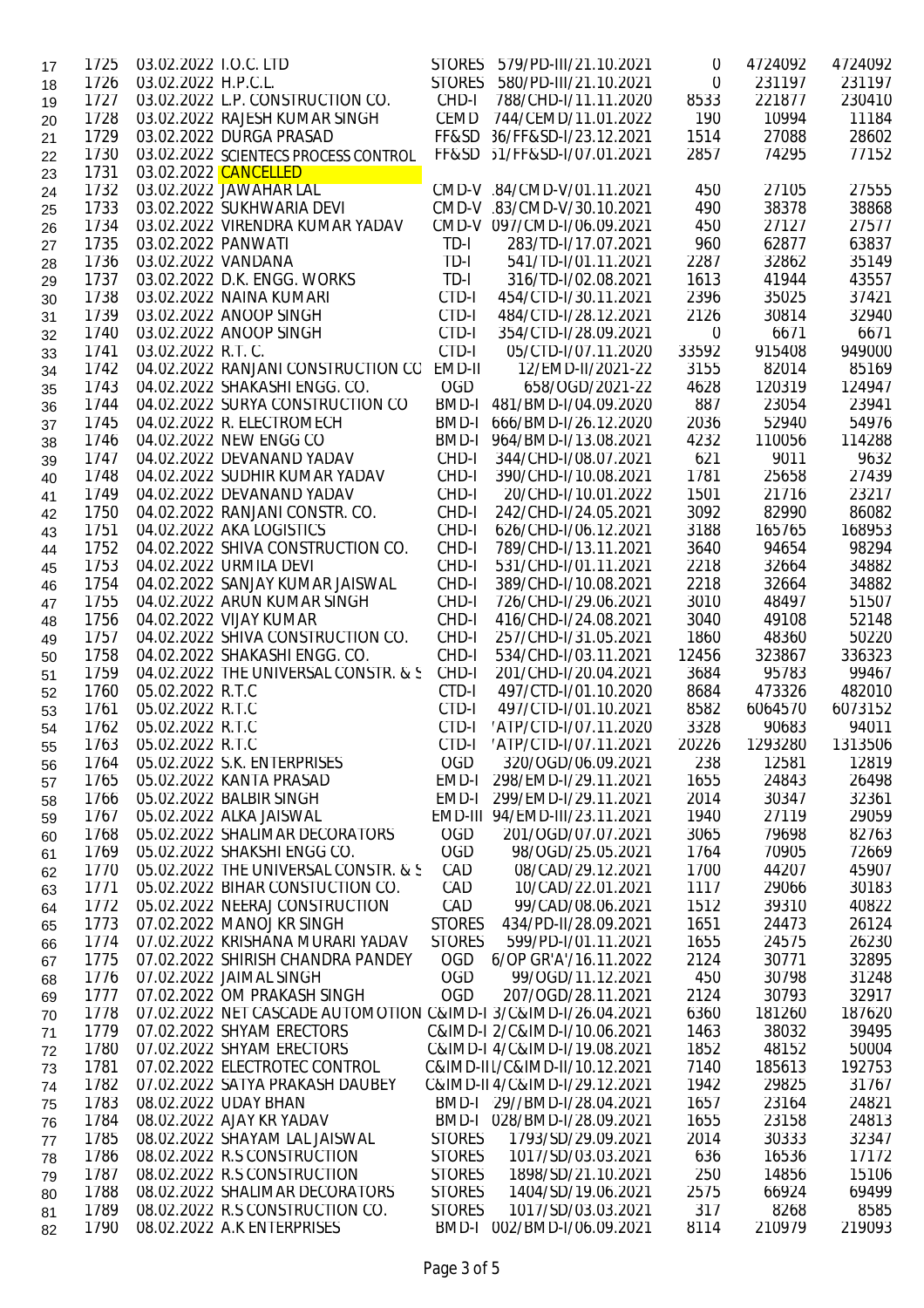| | | | | | | | | |
|---|---|---|---|---|---|---|---|---|
| 17 | 1725 | 03.02.2022 | I.O.C. LTD | STORES | 579/PD-III/21.10.2021 | 0 | 4724092 | 4724092 |
| 18 | 1726 | 03.02.2022 | H.P.C.L. | STORES | 580/PD-III/21.10.2021 | 0 | 231197 | 231197 |
| 19 | 1727 | 03.02.2022 | L.P. CONSTRUCTION CO. | CHD-I | 788/CHD-I/11.11.2020 | 8533 | 221877 | 230410 |
| 20 | 1728 | 03.02.2022 | RAJESH KUMAR SINGH | CEMD | 744/CEMD/11.01.2022 | 190 | 10994 | 11184 |
| 21 | 1729 | 03.02.2022 | DURGA PRASAD | FF&SD | 36/FF&SD-I/23.12.2021 | 1514 | 27088 | 28602 |
| 22 | 1730 | 03.02.2022 | SCIENTECS PROCESS CONTROL | FF&SD | 51/FF&SD-I/07.01.2021 | 2857 | 74295 | 77152 |
| 23 | 1731 | 03.02.2022 | CANCELLED | | | | | |
| 24 | 1732 | 03.02.2022 | JAWAHAR LAL | CMD-V | .84/CMD-V/01.11.2021 | 450 | 27105 | 27555 |
| 25 | 1733 | 03.02.2022 | SUKHWARIA DEVI | CMD-V | .83/CMD-V/30.10.2021 | 490 | 38378 | 38868 |
| 26 | 1734 | 03.02.2022 | VIRENDRA KUMAR YADAV | CMD-V | 097/CMD-I/06.09.2021 | 450 | 27127 | 27577 |
| 27 | 1735 | 03.02.2022 | PANWATI | TD-I | 283/TD-I/17.07.2021 | 960 | 62877 | 63837 |
| 28 | 1736 | 03.02.2022 | VANDANA | TD-I | 541/TD-I/01.11.2021 | 2287 | 32862 | 35149 |
| 29 | 1737 | 03.02.2022 | D.K. ENGG. WORKS | TD-I | 316/TD-I/02.08.2021 | 1613 | 41944 | 43557 |
| 30 | 1738 | 03.02.2022 | NAINA KUMARI | CTD-I | 454/CTD-I/30.11.2021 | 2396 | 35025 | 37421 |
| 31 | 1739 | 03.02.2022 | ANOOP SINGH | CTD-I | 484/CTD-I/28.12.2021 | 2126 | 30814 | 32940 |
| 32 | 1740 | 03.02.2022 | ANOOP SINGH | CTD-I | 354/CTD-I/28.09.2021 | 0 | 6671 | 6671 |
| 33 | 1741 | 03.02.2022 | R.T. C. | CTD-I | 05/CTD-I/07.11.2020 | 33592 | 915408 | 949000 |
| 34 | 1742 | 04.02.2022 | RANJANI CONSTRUCTION CO | EMD-II | 12/EMD-II/2021-22 | 3155 | 82014 | 85169 |
| 35 | 1743 | 04.02.2022 | SHAKASHI ENGG. CO. | OGD | 658/OGD/2021-22 | 4628 | 120319 | 124947 |
| 36 | 1744 | 04.02.2022 | SURYA CONSTRUCTION CO | BMD-I | 481/BMD-I/04.09.2020 | 887 | 23054 | 23941 |
| 37 | 1745 | 04.02.2022 | R. ELECTROMECH | BMD-I | 666/BMD-I/26.12.2020 | 2036 | 52940 | 54976 |
| 38 | 1746 | 04.02.2022 | NEW ENGG CO | BMD-I | 964/BMD-I/13.08.2021 | 4232 | 110056 | 114288 |
| 39 | 1747 | 04.02.2022 | DEVANAND YADAV | CHD-I | 344/CHD-I/08.07.2021 | 621 | 9011 | 9632 |
| 40 | 1748 | 04.02.2022 | SUDHIR KUMAR YADAV | CHD-I | 390/CHD-I/10.08.2021 | 1781 | 25658 | 27439 |
| 41 | 1749 | 04.02.2022 | DEVANAND YADAV | CHD-I | 20/CHD-I/10.01.2022 | 1501 | 21716 | 23217 |
| 42 | 1750 | 04.02.2022 | RANJANI CONSTR. CO. | CHD-I | 242/CHD-I/24.05.2021 | 3092 | 82990 | 86082 |
| 43 | 1751 | 04.02.2022 | AKA LOGISTICS | CHD-I | 626/CHD-I/06.12.2021 | 3188 | 165765 | 168953 |
| 44 | 1752 | 04.02.2022 | SHIVA CONSTRUCTION CO. | CHD-I | 789/CHD-I/13.11.2021 | 3640 | 94654 | 98294 |
| 45 | 1753 | 04.02.2022 | URMILA DEVI | CHD-I | 531/CHD-I/01.11.2021 | 2218 | 32664 | 34882 |
| 46 | 1754 | 04.02.2022 | SANJAY KUMAR JAISWAL | CHD-I | 389/CHD-I/10.08.2021 | 2218 | 32664 | 34882 |
| 47 | 1755 | 04.02.2022 | ARUN KUMAR SINGH | CHD-I | 726/CHD-I/29.06.2021 | 3010 | 48497 | 51507 |
| 48 | 1756 | 04.02.2022 | VIJAY KUMAR | CHD-I | 416/CHD-I/24.08.2021 | 3040 | 49108 | 52148 |
| 49 | 1757 | 04.02.2022 | SHIVA CONSTRUCTION CO. | CHD-I | 257/CHD-I/31.05.2021 | 1860 | 48360 | 50220 |
| 50 | 1758 | 04.02.2022 | SHAKASHI ENGG. CO. | CHD-I | 534/CHD-I/03.11.2021 | 12456 | 323867 | 336323 |
| 51 | 1759 | 04.02.2022 | THE UNIVERSAL CONSTR. & S | CHD-I | 201/CHD-I/20.04.2021 | 3684 | 95783 | 99467 |
| 52 | 1760 | 05.02.2022 | R.T.C | CTD-I | 497/CTD-I/01.10.2020 | 8684 | 473326 | 482010 |
| 53 | 1761 | 05.02.2022 | R.T.C | CTD-I | 497/CTD-I/01.10.2021 | 8582 | 6064570 | 6073152 |
| 54 | 1762 | 05.02.2022 | R.T.C | CTD-I | 'ATP/CTD-I/07.11.2020 | 3328 | 90683 | 94011 |
| 55 | 1763 | 05.02.2022 | R.T.C | CTD-I | 'ATP/CTD-I/07.11.2021 | 20226 | 1293280 | 1313506 |
| 56 | 1764 | 05.02.2022 | S.K. ENTERPRISES | OGD | 320/OGD/06.09.2021 | 238 | 12581 | 12819 |
| 57 | 1765 | 05.02.2022 | KANTA PRASAD | EMD-I | 298/EMD-I/29.11.2021 | 1655 | 24843 | 26498 |
| 58 | 1766 | 05.02.2022 | BALBIR SINGH | EMD-I | 299/EMD-I/29.11.2021 | 2014 | 30347 | 32361 |
| 59 | 1767 | 05.02.2022 | ALKA JAISWAL | EMD-III | 94/EMD-III/23.11.2021 | 1940 | 27119 | 29059 |
| 60 | 1768 | 05.02.2022 | SHALIMAR DECORATORS | OGD | 201/OGD/07.07.2021 | 3065 | 79698 | 82763 |
| 61 | 1769 | 05.02.2022 | SHAKSHI ENGG CO. | OGD | 98/OGD/25.05.2021 | 1764 | 70905 | 72669 |
| 62 | 1770 | 05.02.2022 | THE UNIVERSAL CONSTR. & S | CAD | 08/CAD/29.12.2021 | 1700 | 44207 | 45907 |
| 63 | 1771 | 05.02.2022 | BIHAR CONSTUCTION CO. | CAD | 10/CAD/22.01.2021 | 1117 | 29066 | 30183 |
| 64 | 1772 | 05.02.2022 | NEERAJ CONSTRUCTION | CAD | 99/CAD/08.06.2021 | 1512 | 39310 | 40822 |
| 65 | 1773 | 07.02.2022 | MANOJ KR SINGH | STORES | 434/PD-II/28.09.2021 | 1651 | 24473 | 26124 |
| 66 | 1774 | 07.02.2022 | KRISHANA MURARI YADAV | STORES | 599/PD-I/01.11.2021 | 1655 | 24575 | 26230 |
| 67 | 1775 | 07.02.2022 | SHIRISH CHANDRA PANDEY | OGD | 6/OP GR'A'/16.11.2022 | 2124 | 30771 | 32895 |
| 68 | 1776 | 07.02.2022 | JAIMAL SINGH | OGD | 99/OGD/11.12.2021 | 450 | 30798 | 31248 |
| 69 | 1777 | 07.02.2022 | OM PRAKASH SINGH | OGD | 207/OGD/28.11.2021 | 2124 | 30793 | 32917 |
| 70 | 1778 | 07.02.2022 | NET CASCADE AUTOMOTION | C&IMD-I | 3/C&IMD-I/26.04.2021 | 6360 | 181260 | 187620 |
| 71 | 1779 | 07.02.2022 | SHYAM ERECTORS | C&IMD-I | 2/C&IMD-I/10.06.2021 | 1463 | 38032 | 39495 |
| 72 | 1780 | 07.02.2022 | SHYAM ERECTORS | C&IMD-I | 4/C&IMD-I/19.08.2021 | 1852 | 48152 | 50004 |
| 73 | 1781 | 07.02.2022 | ELECTROTEC CONTROL | C&IMD-II | L/C&IMD-II/10.12.2021 | 7140 | 185613 | 192753 |
| 74 | 1782 | 07.02.2022 | SATYA PRAKASH DAUBEY | C&IMD-II | 4/C&IMD-I/29.12.2021 | 1942 | 29825 | 31767 |
| 75 | 1783 | 08.02.2022 | UDAY BHAN | BMD-I | 29//BMD-I/28.04.2021 | 1657 | 23164 | 24821 |
| 76 | 1784 | 08.02.2022 | AJAY KR YADAV | BMD-I | 028/BMD-I/28.09.2021 | 1655 | 23158 | 24813 |
| 77 | 1785 | 08.02.2022 | SHAYAM LAL JAISWAL | STORES | 1793/SD/29.09.2021 | 2014 | 30333 | 32347 |
| 78 | 1786 | 08.02.2022 | R.S CONSTRUCTION | STORES | 1017/SD/03.03.2021 | 636 | 16536 | 17172 |
| 79 | 1787 | 08.02.2022 | R.S CONSTRUCTION | STORES | 1898/SD/21.10.2021 | 250 | 14856 | 15106 |
| 80 | 1788 | 08.02.2022 | SHALIMAR DECORATORS | STORES | 1404/SD/19.06.2021 | 2575 | 66924 | 69499 |
| 81 | 1789 | 08.02.2022 | R.S CONSTRUCTION CO. | STORES | 1017/SD/03.03.2021 | 317 | 8268 | 8585 |
| 82 | 1790 | 08.02.2022 | A.K ENTERPRISES | BMD-I | 002/BMD-I/06.09.2021 | 8114 | 210979 | 219093 |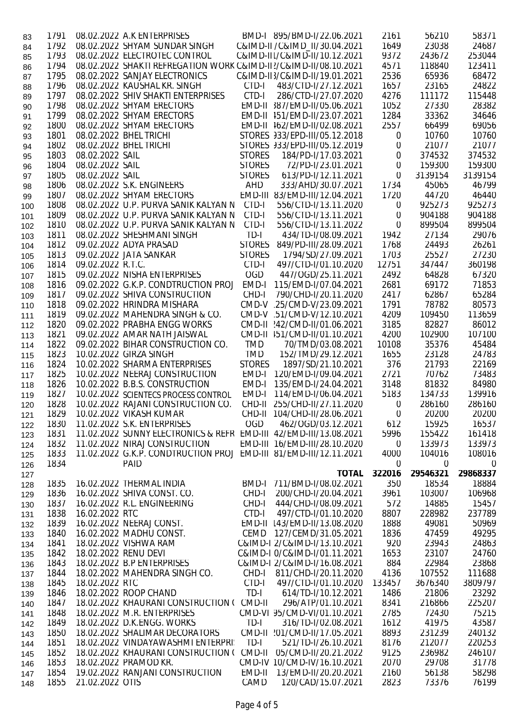| | | | | | | | | |
|---|---|---|---|---|---|---|---|---|
| 83 | 1791 | 08.02.2022 | A.K ENTERPRISES | BMD-I | 895/BMD-I/22.06.2021 | 2161 | 56210 | 58371 |
| 84 | 1792 | 08.02.2022 | SHYAM SUNDAR SINGH | C&IMD-II | /C&IMD_II/30.04.2021 | 1649 | 23038 | 24687 |
| 85 | 1793 | 08.02.2022 | ELECTROTEC CONTROL | C&IMD-II | 1/C&IMD-II/10.12.2021 | 9372 | 243672 | 253044 |
| 86 | 1794 | 08.02.2022 | SHAKTI REFREGATION WORK | C&IMD-II | ?/C&IMD-II/08.10.2021 | 4571 | 118840 | 123411 |
| 87 | 1795 | 08.02.2022 | SANJAY ELECTRONICS | C&IMD-II | 3/C&IMD-II/19.01.2021 | 2536 | 65936 | 68472 |
| 88 | 1796 | 08.02.2022 | KAUSHAL KR. SINGH | CTD-I | 483/CTD-I/27.12.2021 | 1657 | 23165 | 24822 |
| 89 | 1797 | 08.02.2022 | SHIV SHAKTI ENTERPRISES | CTD-I | 286/CTD-I/27.07.2020 | 4276 | 111172 | 115448 |
| 90 | 1798 | 08.02.2022 | SHYAM ERECTORS | EMD-II | 387/EMD-II/05.06.2021 | 1052 | 27330 | 28382 |
| 91 | 1799 | 08.02.2022 | SHYAM ERECTORS | EMD-II | 451/EMD-II/23.07.2021 | 1284 | 33362 | 34646 |
| 92 | 1800 | 08.02.2022 | SHYAM ERECTORS | EMD-II | 462/EMD-II/02.08.2021 | 2557 | 66499 | 69056 |
| 93 | 1801 | 08.02.2022 | BHEL TRICHI | STORES | 933/EPD-III/05.12.2018 | 0 | 10760 | 10760 |
| 94 | 1802 | 08.02.2022 | BHEL TRICHI | STORES | 933/EPD-III/05.12.2019 | 0 | 21077 | 21077 |
| 95 | 1803 | 08.02.2022 | SAIL | STORES | 184/PD-I/17.03.2021 | 0 | 374532 | 374532 |
| 96 | 1804 | 08.02.2022 | SAIL | STORES | 72/PD-I/23.01.2021 | 0 | 159300 | 159300 |
| 97 | 1805 | 08.02.2022 | SAIL | STORES | 613/PD-I/12.11.2021 | 0 | 3139154 | 3139154 |
| 98 | 1806 | 08.02.2022 | S.K. ENGINEERS | AHD | 333/AHD/30.07.2021 | 1734 | 45065 | 46799 |
| 99 | 1807 | 08.02.2022 | SHYAM ERECTORS | EMD-III | 83/EMD-III/12.04.2021 | 1720 | 44720 | 46440 |
| 100 | 1808 | 08.02.2022 | U.P. PURVA SANIK KALYAN N | CTD-I | 556/CTD-I/13.11.2020 | 0 | 925273 | 925273 |
| 101 | 1809 | 08.02.2022 | U.P. PURVA SANIK KALYAN N | CTD-I | 556/CTD-I/13.11.2021 | 0 | 904188 | 904188 |
| 102 | 1810 | 08.02.2022 | U.P. PURVA SANIK KALYAN N | CTD-I | 556/CTD-I/13.11.2022 | 0 | 899504 | 899504 |
| 103 | 1811 | 08.02.2022 | SHESHMANI SINGH | TD-I | 434/TD-I/08.09.2021 | 1942 | 27134 | 29076 |
| 104 | 1812 | 09.02.2022 | ADYA PRASAD | STORES | 849/PD-III/28.09.2021 | 1768 | 24493 | 26261 |
| 105 | 1813 | 09.02.2022 | JATA SANKAR | STORES | 1794/SD/27.09.2021 | 1703 | 25527 | 27230 |
| 106 | 1814 | 09.02.2022 | R.T.C. | CTD-I | 497/CTD-I/01.10.2020 | 12751 | 347447 | 360198 |
| 107 | 1815 | 09.02.2022 | NISHA ENTERPRISES | OGD | 447/OGD/25.11.2021 | 2492 | 64828 | 67320 |
| 108 | 1816 | 09.02.2022 | G.K.P. CONDTRUCTION PROJ | EMD-I | 115/EMD-I/07.04.2021 | 2681 | 69172 | 71853 |
| 109 | 1817 | 09.02.2022 | SHIVA CONSTRUCTION | CHD-I | 790/CHD-I/20.11.2020 | 2417 | 62867 | 65284 |
| 110 | 1818 | 09.02.2022 | HRINDRA MISHARA | CMD-V | .25/CMD-V/23.09.2021 | 1791 | 78782 | 80573 |
| 111 | 1819 | 09.02.2022 | MAHENDRA SINGH & CO. | CMD-V | .51/CMD-V/12.10.2021 | 4209 | 109450 | 113659 |
| 112 | 1820 | 09.02.2022 | PRABHA ENGG WORKS | CMD-II | 242/CMD-II/01.06.2021 | 3185 | 82827 | 86012 |
| 113 | 1821 | 09.02.2022 | AMAR NATH JAISWAL | CMD-II | 451/CMD-II/01.10.2021 | 4200 | 102900 | 107100 |
| 114 | 1822 | 09.02.2022 | BIHAR CONSTRUCTION CO. | TMD | 70/TMD/03.08.2021 | 10108 | 35376 | 45484 |
| 115 | 1823 | 10.02.2022 | GIRZA SINGH | TMD | 152/TMD/29.12.2021 | 1655 | 23128 | 24783 |
| 116 | 1824 | 10.02.2022 | SHARMA ENTERPRISES | STORES | 1897/SD/21.10.2021 | 376 | 21793 | 22169 |
| 117 | 1825 | 10.02.2022 | NEERAJ CONSTRUCTION | EMD-I | 120/EMD-I/09.04.2021 | 2721 | 70762 | 73483 |
| 118 | 1826 | 10.02.2022 | B.B.S. CONSTRUCTION | EMD-I | 135/EMD-I/24.04.2021 | 3148 | 81832 | 84980 |
| 119 | 1827 | 10.02.2022 | SCIENTECS PROCESS CONTROL | EMD-I | 114/EMD-I/06.04.2021 | 5183 | 134733 | 139916 |
| 120 | 1828 | 10.02.2022 | RAJANI CONSTRUCTION CO. | CHD-II | 255/CHD-II/27.11.2020 | 0 | 286160 | 286160 |
| 121 | 1829 | 10.02.2022 | VIKASH KUMAR | CHD-II | 104/CHD-II/28.06.2021 | 0 | 20200 | 20200 |
| 122 | 1830 | 11.02.2022 | S.K. ENTERPRISES | OGD | 462/OGD/03.12.2021 | 612 | 15925 | 16537 |
| 123 | 1831 | 11.02.2022 | SUNNY ELECTRONICS & REFR | EMD-III | 42/EMD-III/13.08.2021 | 5996 | 155422 | 161418 |
| 124 | 1832 | 11.02.2022 | NIRAJ CONSTRUCTION | EMD-III | 16/EMD-III/28.10.2020 | 0 | 133973 | 133973 |
| 125 | 1833 | 11.02.2022 | G.K.P. CONDTRUCTION PROJ | EMD-III | 81/EMD-III/12.11.2021 | 4000 | 104016 | 108016 |
| 126 | 1834 | | PAID | | | 0 | 0 | 0 |
| 127 | | | | | **TOTAL** | **322016** | **29546321** | **29868337** |
| 128 | 1835 | 16.02.2022 | THERMAL INDIA | BMD-I | 711/BMD-I/08.02.2021 | 350 | 18534 | 18884 |
| 129 | 1836 | 16.02.2022 | SHIVA CONST. CO. | CHD-I | 200/CHD-I/20.04.2021 | 3961 | 103007 | 106968 |
| 130 | 1837 | 16.02.2022 | R.L. ENGINEERING | CHD-I | 444/CHD-I/08.09.2021 | 572 | 14885 | 15457 |
| 131 | 1838 | 16.02.2022 | RTC | CTD-I | 497/CTD-I/01.10.2020 | 8807 | 228982 | 237789 |
| 132 | 1839 | 16.02.2022 | NEERAJ CONST. | EMD-II | 143/EMD-II/13.08.2020 | 1888 | 49081 | 50969 |
| 133 | 1840 | 16.02.2022 | MADHU CONST. | CEMD | 127/CEMD/31.05.2021 | 1836 | 47459 | 49295 |
| 134 | 1841 | 18.02.2022 | VISHWA RAM | C&IMD-I | 2/C&IMD-I/13.10.2021 | 920 | 23943 | 24863 |
| 135 | 1842 | 18.02.2022 | RENU DEVI | C&IMD-I | 0/C&IMD-I/01.11.2021 | 1653 | 23107 | 24760 |
| 136 | 1843 | 18.02.2022 | B.P ENTERPRISES | C&IMD-I | 2/C&IMD-I/16.08.2021 | 884 | 22984 | 23868 |
| 137 | 1844 | 18.02.2022 | MAHENDRA SINGH CO. | CHD-I | 811/CHD-I/20.11.2020 | 4136 | 107552 | 111688 |
| 138 | 1845 | 18.02.2022 | RTC | CTD-I | 497/CTD-I/01.10.2020 | 133457 | 3676340 | 3809797 |
| 139 | 1846 | 18.02.2022 | ROOP CHAND | TD-I | 614/TD-I/10.12.2021 | 1486 | 21806 | 23292 |
| 140 | 1847 | 18.02.2022 | KHAURANI CONSTRUCTION ( | CMD-II | 296/ATP/01.10.2021 | 8341 | 216866 | 225207 |
| 141 | 1848 | 18.02.2022 | M.R. ENTERPRISES | CMD-VI | 95/CMD-VI/01.10.2021 | 2785 | 72430 | 75215 |
| 142 | 1849 | 18.02.2022 | D.K.ENGG. WORKS | TD-I | 316/TD-I/02.08.2021 | 1612 | 41975 | 43587 |
| 143 | 1850 | 18.02.2022 | SHALIMAR DECORATORS | CMD-II | 201/CMD-II/17.05.2021 | 8893 | 231239 | 240132 |
| 144 | 1851 | 18.02.2022 | VINDAYAWASHMI ENTERPRI | TD-I | 521/TD-I/26.10.2021 | 8176 | 212077 | 220253 |
| 145 | 1852 | 18.02.2022 | KHAURANI CONSTRUCTION ( | CMD-II | 05/CMD-II/20.21.2022 | 9125 | 236982 | 246107 |
| 146 | 1853 | 18.02.2022 | PRAMOD KR. | CMD-IV | 10/CMD-IV/16.10.2021 | 2070 | 29708 | 31778 |
| 147 | 1854 | 19.02.2022 | RANJANI CONSTRUCTION | EMD-II | 13/EMD-II/20.20.2021 | 2160 | 56138 | 58298 |
| 148 | 1855 | 21.02.2022 | OTIS | CAMD | 120/CAD/15.07.2021 | 2823 | 73376 | 76199 |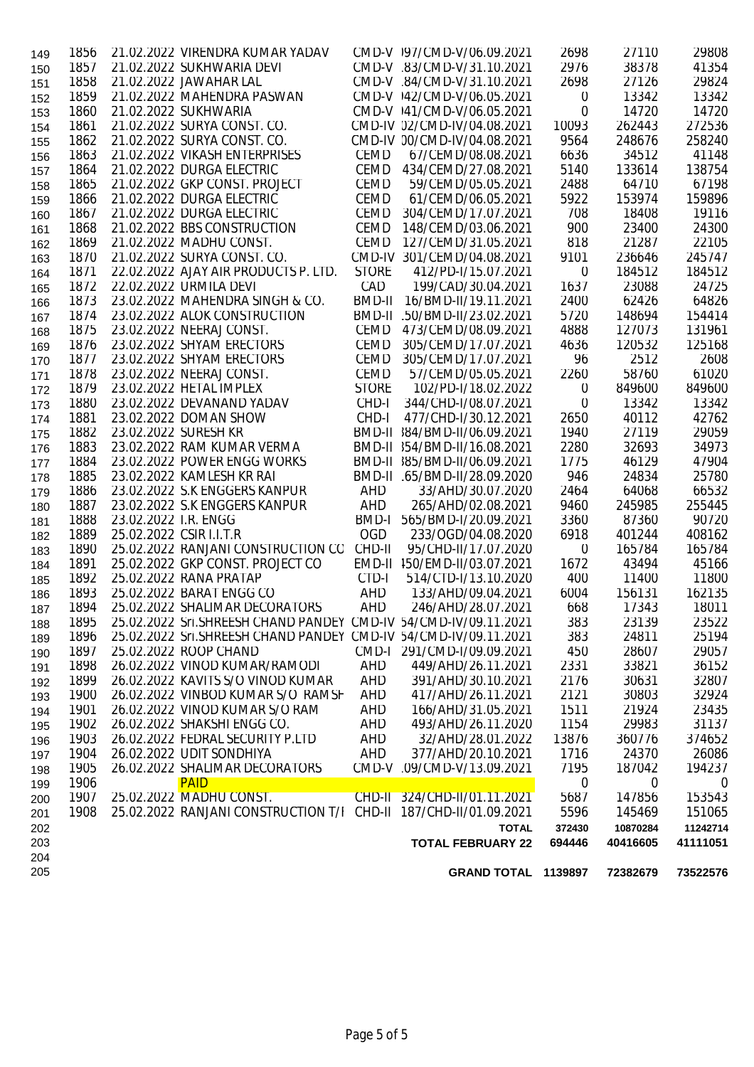| | | | | | | | | |
|---|---|---|---|---|---|---|---|---|
| 149 | 1856 | 21.02.2022 | VIRENDRA KUMAR YADAV | CMD-V | )97/CMD-V/06.09.2021 | 2698 | 27110 | 29808 |
| 150 | 1857 | 21.02.2022 | SUKHWARIA DEVI | CMD-V | .83/CMD-V/31.10.2021 | 2976 | 38378 | 41354 |
| 151 | 1858 | 21.02.2022 | JAWAHAR LAL | CMD-V | .84/CMD-V/31.10.2021 | 2698 | 27126 | 29824 |
| 152 | 1859 | 21.02.2022 | MAHENDRA PASWAN | CMD-V | )42/CMD-V/06.05.2021 | 0 | 13342 | 13342 |
| 153 | 1860 | 21.02.2022 | SUKHWARIA | CMD-V | )41/CMD-V/06.05.2021 | 0 | 14720 | 14720 |
| 154 | 1861 | 21.02.2022 | SURYA CONST. CO. | CMD-IV | )2/CMD-IV/04.08.2021 | 10093 | 262443 | 272536 |
| 155 | 1862 | 21.02.2022 | SURYA CONST. CO. | CMD-IV | )0/CMD-IV/04.08.2021 | 9564 | 248676 | 258240 |
| 156 | 1863 | 21.02.2022 | VIKASH ENTERPRISES | CEMD | 67/CEMD/08.08.2021 | 6636 | 34512 | 41148 |
| 157 | 1864 | 21.02.2022 | DURGA ELECTRIC | CEMD | 434/CEMD/27.08.2021 | 5140 | 133614 | 138754 |
| 158 | 1865 | 21.02.2022 | GKP CONST. PROJECT | CEMD | 59/CEMD/05.05.2021 | 2488 | 64710 | 67198 |
| 159 | 1866 | 21.02.2022 | DURGA ELECTRIC | CEMD | 61/CEMD/06.05.2021 | 5922 | 153974 | 159896 |
| 160 | 1867 | 21.02.2022 | DURGA ELECTRIC | CEMD | 304/CEMD/17.07.2021 | 708 | 18408 | 19116 |
| 161 | 1868 | 21.02.2022 | BBS CONSTRUCTION | CEMD | 148/CEMD/03.06.2021 | 900 | 23400 | 24300 |
| 162 | 1869 | 21.02.2022 | MADHU CONST. | CEMD | 127/CEMD/31.05.2021 | 818 | 21287 | 22105 |
| 163 | 1870 | 21.02.2022 | SURYA CONST. CO. | CMD-IV | 301/CEMD/04.08.2021 | 9101 | 236646 | 245747 |
| 164 | 1871 | 22.02.2022 | AJAY AIR PRODUCTS P. LTD. | STORE | 412/PD-I/15.07.2021 | 0 | 184512 | 184512 |
| 165 | 1872 | 22.02.2022 | URMILA DEVI | CAD | 199/CAD/30.04.2021 | 1637 | 23088 | 24725 |
| 166 | 1873 | 23.02.2022 | MAHENDRA SINGH & CO. | BMD-II | 16/BMD-II/19.11.2021 | 2400 | 62426 | 64826 |
| 167 | 1874 | 23.02.2022 | ALOK CONSTRUCTION | BMD-II | .50/BMD-II/23.02.2021 | 5720 | 148694 | 154414 |
| 168 | 1875 | 23.02.2022 | NEERAJ CONST. | CEMD | 473/CEMD/08.09.2021 | 4888 | 127073 | 131961 |
| 169 | 1876 | 23.02.2022 | SHYAM ERECTORS | CEMD | 305/CEMD/17.07.2021 | 4636 | 120532 | 125168 |
| 170 | 1877 | 23.02.2022 | SHYAM ERECTORS | CEMD | 305/CEMD/17.07.2021 | 96 | 2512 | 2608 |
| 171 | 1878 | 23.02.2022 | NEERAJ CONST. | CEMD | 57/CEMD/05.05.2021 | 2260 | 58760 | 61020 |
| 172 | 1879 | 23.02.2022 | HETAL IMPLEX | STORE | 102/PD-I/18.02.2022 | 0 | 849600 | 849600 |
| 173 | 1880 | 23.02.2022 | DEVANAND YADAV | CHD-I | 344/CHD-I/08.07.2021 | 0 | 13342 | 13342 |
| 174 | 1881 | 23.02.2022 | DOMAN SHOW | CHD-I | 477/CHD-I/30.12.2021 | 2650 | 40112 | 42762 |
| 175 | 1882 | 23.02.2022 | SURESH KR | BMD-II | 384/BMD-II/06.09.2021 | 1940 | 27119 | 29059 |
| 176 | 1883 | 23.02.2022 | RAM KUMAR VERMA | BMD-II | 354/BMD-II/16.08.2021 | 2280 | 32693 | 34973 |
| 177 | 1884 | 23.02.2022 | POWER ENGG WORKS | BMD-II | 385/BMD-II/06.09.2021 | 1775 | 46129 | 47904 |
| 178 | 1885 | 23.02.2022 | KAMLESH KR RAI | BMD-II | .65/BMD-II/28.09.2020 | 946 | 24834 | 25780 |
| 179 | 1886 | 23.02.2022 | S.K ENGGERS KANPUR | AHD | 33/AHD/30.07.2020 | 2464 | 64068 | 66532 |
| 180 | 1887 | 23.02.2022 | S.K ENGGERS KANPUR | AHD | 265/AHD/02.08.2021 | 9460 | 245985 | 255445 |
| 181 | 1888 | 23.02.2022 | I.R. ENGG | BMD-I | 565/BMD-I/20.09.2021 | 3360 | 87360 | 90720 |
| 182 | 1889 | 25.02.2022 | CSIR I.I.T.R | OGD | 233/OGD/04.08.2020 | 6918 | 401244 | 408162 |
| 183 | 1890 | 25.02.2022 | RANJANI CONSTRUCTION CO | CHD-II | 95/CHD-II/17.07.2020 | 0 | 165784 | 165784 |
| 184 | 1891 | 25.02.2022 | GKP CONST. PROJECT CO | EMD-II | 450/EMD-II/03.07.2021 | 1672 | 43494 | 45166 |
| 185 | 1892 | 25.02.2022 | RANA PRATAP | CTD-I | 514/CTD-I/13.10.2020 | 400 | 11400 | 11800 |
| 186 | 1893 | 25.02.2022 | BARAT ENGG CO | AHD | 133/AHD/09.04.2021 | 6004 | 156131 | 162135 |
| 187 | 1894 | 25.02.2022 | SHALIMAR DECORATORS | AHD | 246/AHD/28.07.2021 | 668 | 17343 | 18011 |
| 188 | 1895 | 25.02.2022 | Sri.SHREESH CHAND PANDEY | CMD-IV | 54/CMD-IV/09.11.2021 | 383 | 23139 | 23522 |
| 189 | 1896 | 25.02.2022 | Sri.SHREESH CHAND PANDEY | CMD-IV | 54/CMD-IV/09.11.2021 | 383 | 24811 | 25194 |
| 190 | 1897 | 25.02.2022 | ROOP CHAND | CMD-I | 291/CMD-I/09.09.2021 | 450 | 28607 | 29057 |
| 191 | 1898 | 26.02.2022 | VINOD KUMAR/RAMODI | AHD | 449/AHD/26.11.2021 | 2331 | 33821 | 36152 |
| 192 | 1899 | 26.02.2022 | KAVITS S/O VINOD KUMAR | AHD | 391/AHD/30.10.2021 | 2176 | 30631 | 32807 |
| 193 | 1900 | 26.02.2022 | VINBOD KUMAR S/O RAMSH | AHD | 417/AHD/26.11.2021 | 2121 | 30803 | 32924 |
| 194 | 1901 | 26.02.2022 | VINOD KUMAR S/O RAM | AHD | 166/AHD/31.05.2021 | 1511 | 21924 | 23435 |
| 195 | 1902 | 26.02.2022 | SHAKSHI ENGG CO. | AHD | 493/AHD/26.11.2020 | 1154 | 29983 | 31137 |
| 196 | 1903 | 26.02.2022 | FEDRAL SECURITY P.LTD | AHD | 32/AHD/28.01.2022 | 13876 | 360776 | 374652 |
| 197 | 1904 | 26.02.2022 | UDIT SONDHIYA | AHD | 377/AHD/20.10.2021 | 1716 | 24370 | 26086 |
| 198 | 1905 | 26.02.2022 | SHALIMAR DECORATORS | CMD-V | .09/CMD-V/13.09.2021 | 7195 | 187042 | 194237 |
| 199 | 1906 | | PAID | | | 0 | 0 | 0 |
| 200 | 1907 | 25.02.2022 | MADHU CONST. | CHD-II | 324/CHD-II/01.11.2021 | 5687 | 147856 | 153543 |
| 201 | 1908 | 25.02.2022 | RANJANI CONSTRUCTION T/I | CHD-II | 187/CHD-II/01.09.2021 | 5596 | 145469 | 151065 |
| 202 | | | | | **TOTAL** | **372430** | **10870284** | **11242714** |
| 203 | | | | | **TOTAL FEBRUARY 22** | **694446** | **40416605** | **41111051** |
| 204 | | | | | | | | |
| 205 | | | | | **GRAND TOTAL** | **1139897** | **72382679** | **73522576** |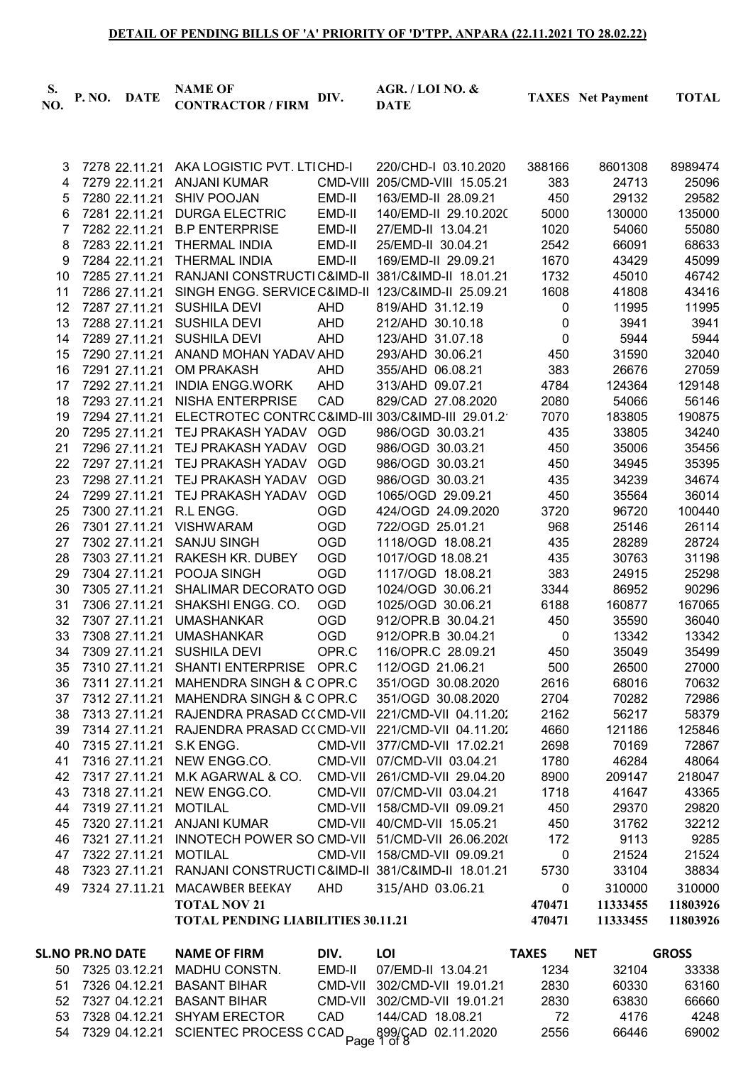**DETAIL OF PENDING BILLS OF 'A' PRIORITY OF 'D'TPP, ANPARA (22.11.2021 TO 28.02.22)**

| S. NO. | P. NO. | DATE | NAME OF CONTRACTOR / FIRM | DIV. | AGR. / LOI NO. & DATE | TAXES | Net Payment | TOTAL |
|---|---|---|---|---|---|---|---|---|
| 3 | 7278 | 22.11.21 | AKA LOGISTIC PVT. LTI | CHD-I | 220/CHD-I 03.10.2020 | 388166 | 8601308 | 8989474 |
| 4 | 7279 | 22.11.21 | ANJANI KUMAR | CMD-VIII | 205/CMD-VIII 15.05.21 | 383 | 24713 | 25096 |
| 5 | 7280 | 22.11.21 | SHIV POOJAN | EMD-II | 163/EMD-II 28.09.21 | 450 | 29132 | 29582 |
| 6 | 7281 | 22.11.21 | DURGA ELECTRIC | EMD-II | 140/EMD-II 29.10.202( | 5000 | 130000 | 135000 |
| 7 | 7282 | 22.11.21 | B.P ENTERPRISE | EMD-II | 27/EMD-II 13.04.21 | 1020 | 54060 | 55080 |
| 8 | 7283 | 22.11.21 | THERMAL INDIA | EMD-II | 25/EMD-II 30.04.21 | 2542 | 66091 | 68633 |
| 9 | 7284 | 22.11.21 | THERMAL INDIA | EMD-II | 169/EMD-II 29.09.21 | 1670 | 43429 | 45099 |
| 10 | 7285 | 27.11.21 | RANJANI CONSTRUCTI | C&IMD-II | 381/C&IMD-II 18.01.21 | 1732 | 45010 | 46742 |
| 11 | 7286 | 27.11.21 | SINGH ENGG. SERVICE | C&IMD-II | 123/C&IMD-II 25.09.21 | 1608 | 41808 | 43416 |
| 12 | 7287 | 27.11.21 | SUSHILA DEVI | AHD | 819/AHD 31.12.19 | 0 | 11995 | 11995 |
| 13 | 7288 | 27.11.21 | SUSHILA DEVI | AHD | 212/AHD 30.10.18 | 0 | 3941 | 3941 |
| 14 | 7289 | 27.11.21 | SUSHILA DEVI | AHD | 123/AHD 31.07.18 | 0 | 5944 | 5944 |
| 15 | 7290 | 27.11.21 | ANAND MOHAN YADAV | AHD | 293/AHD 30.06.21 | 450 | 31590 | 32040 |
| 16 | 7291 | 27.11.21 | OM PRAKASH | AHD | 355/AHD 06.08.21 | 383 | 26676 | 27059 |
| 17 | 7292 | 27.11.21 | INDIA ENGG.WORK | AHD | 313/AHD 09.07.21 | 4784 | 124364 | 129148 |
| 18 | 7293 | 27.11.21 | NISHA ENTERPRISE | CAD | 829/CAD 27.08.2020 | 2080 | 54066 | 56146 |
| 19 | 7294 | 27.11.21 | ELECTROTEC CONTRC | C&IMD-III | 303/C&IMD-III 29.01.2 | 7070 | 183805 | 190875 |
| 20 | 7295 | 27.11.21 | TEJ PRAKASH YADAV | OGD | 986/OGD 30.03.21 | 435 | 33805 | 34240 |
| 21 | 7296 | 27.11.21 | TEJ PRAKASH YADAV | OGD | 986/OGD 30.03.21 | 450 | 35006 | 35456 |
| 22 | 7297 | 27.11.21 | TEJ PRAKASH YADAV | OGD | 986/OGD 30.03.21 | 450 | 34945 | 35395 |
| 23 | 7298 | 27.11.21 | TEJ PRAKASH YADAV | OGD | 986/OGD 30.03.21 | 435 | 34239 | 34674 |
| 24 | 7299 | 27.11.21 | TEJ PRAKASH YADAV | OGD | 1065/OGD 29.09.21 | 450 | 35564 | 36014 |
| 25 | 7300 | 27.11.21 | R.L ENGG. | OGD | 424/OGD 24.09.2020 | 3720 | 96720 | 100440 |
| 26 | 7301 | 27.11.21 | VISHWARAM | OGD | 722/OGD 25.01.21 | 968 | 25146 | 26114 |
| 27 | 7302 | 27.11.21 | SANJU SINGH | OGD | 1118/OGD 18.08.21 | 435 | 28289 | 28724 |
| 28 | 7303 | 27.11.21 | RAKESH KR. DUBEY | OGD | 1017/OGD 18.08.21 | 435 | 30763 | 31198 |
| 29 | 7304 | 27.11.21 | POOJA SINGH | OGD | 1117/OGD 18.08.21 | 383 | 24915 | 25298 |
| 30 | 7305 | 27.11.21 | SHALIMAR DECORATO | OGD | 1024/OGD 30.06.21 | 3344 | 86952 | 90296 |
| 31 | 7306 | 27.11.21 | SHAKSHI ENGG. CO. | OGD | 1025/OGD 30.06.21 | 6188 | 160877 | 167065 |
| 32 | 7307 | 27.11.21 | UMASHANKAR | OGD | 912/OPR.B 30.04.21 | 450 | 35590 | 36040 |
| 33 | 7308 | 27.11.21 | UMASHANKAR | OGD | 912/OPR.B 30.04.21 | 0 | 13342 | 13342 |
| 34 | 7309 | 27.11.21 | SUSHILA DEVI | OPR.C | 116/OPR.C 28.09.21 | 450 | 35049 | 35499 |
| 35 | 7310 | 27.11.21 | SHANTI ENTERPRISE | OPR.C | 112/OGD 21.06.21 | 500 | 26500 | 27000 |
| 36 | 7311 | 27.11.21 | MAHENDRA SINGH & C | OPR.C | 351/OGD 30.08.2020 | 2616 | 68016 | 70632 |
| 37 | 7312 | 27.11.21 | MAHENDRA SINGH & C | OPR.C | 351/OGD 30.08.2020 | 2704 | 70282 | 72986 |
| 38 | 7313 | 27.11.21 | RAJENDRA PRASAD CO | CMD-VII | 221/CMD-VII 04.11.20 | 2162 | 56217 | 58379 |
| 39 | 7314 | 27.11.21 | RAJENDRA PRASAD CO | CMD-VII | 221/CMD-VII 04.11.20 | 4660 | 121186 | 125846 |
| 40 | 7315 | 27.11.21 | S.K ENGG. | CMD-VII | 377/CMD-VII 17.02.21 | 2698 | 70169 | 72867 |
| 41 | 7316 | 27.11.21 | NEW ENGG.CO. | CMD-VII | 07/CMD-VII 03.04.21 | 1780 | 46284 | 48064 |
| 42 | 7317 | 27.11.21 | M.K AGARWAL & CO. | CMD-VII | 261/CMD-VII 29.04.20 | 8900 | 209147 | 218047 |
| 43 | 7318 | 27.11.21 | NEW ENGG.CO. | CMD-VII | 07/CMD-VII 03.04.21 | 1718 | 41647 | 43365 |
| 44 | 7319 | 27.11.21 | MOTILAL | CMD-VII | 158/CMD-VII 09.09.21 | 450 | 29370 | 29820 |
| 45 | 7320 | 27.11.21 | ANJANI KUMAR | CMD-VII | 40/CMD-VII 15.05.21 | 450 | 31762 | 32212 |
| 46 | 7321 | 27.11.21 | INNOTECH POWER SO | CMD-VII | 51/CMD-VII 26.06.202( | 172 | 9113 | 9285 |
| 47 | 7322 | 27.11.21 | MOTILAL | CMD-VII | 158/CMD-VII 09.09.21 | 0 | 21524 | 21524 |
| 48 | 7323 | 27.11.21 | RANJANI CONSTRUCTI | C&IMD-II | 381/C&IMD-II 18.01.21 | 5730 | 33104 | 38834 |
| 49 | 7324 | 27.11.21 | MACAWBER BEEKAY | AHD | 315/AHD 03.06.21 | 0 | 310000 | 310000 |
| | | | **TOTAL NOV 21** | | | **470471** | **11333455** | **11803926** |
| | | | **TOTAL PENDING LIABILITIES 30.11.21** | | | **470471** | **11333455** | **11803926** |

| SL.NO | PR.NO | DATE | NAME OF FIRM | DIV. | LOI | TAXES | NET | GROSS |
|---|---|---|---|---|---|---|---|---|
| 50 | 7325 | 03.12.21 | MADHU CONSTN. | EMD-II | 07/EMD-II 13.04.21 | 1234 | 32104 | 33338 |
| 51 | 7326 | 04.12.21 | BASANT BIHAR | CMD-VII | 302/CMD-VII 19.01.21 | 2830 | 60330 | 63160 |
| 52 | 7327 | 04.12.21 | BASANT BIHAR | CMD-VII | 302/CMD-VII 19.01.21 | 2830 | 63830 | 66660 |
| 53 | 7328 | 04.12.21 | SHYAM ERECTOR | CAD | 144/CAD 18.08.21 | 72 | 4176 | 4248 |
| 54 | 7329 | 04.12.21 | SCIENTEC PROCESS C | CAD | 899/CAD 02.11.2020 | 2556 | 66446 | 69002 |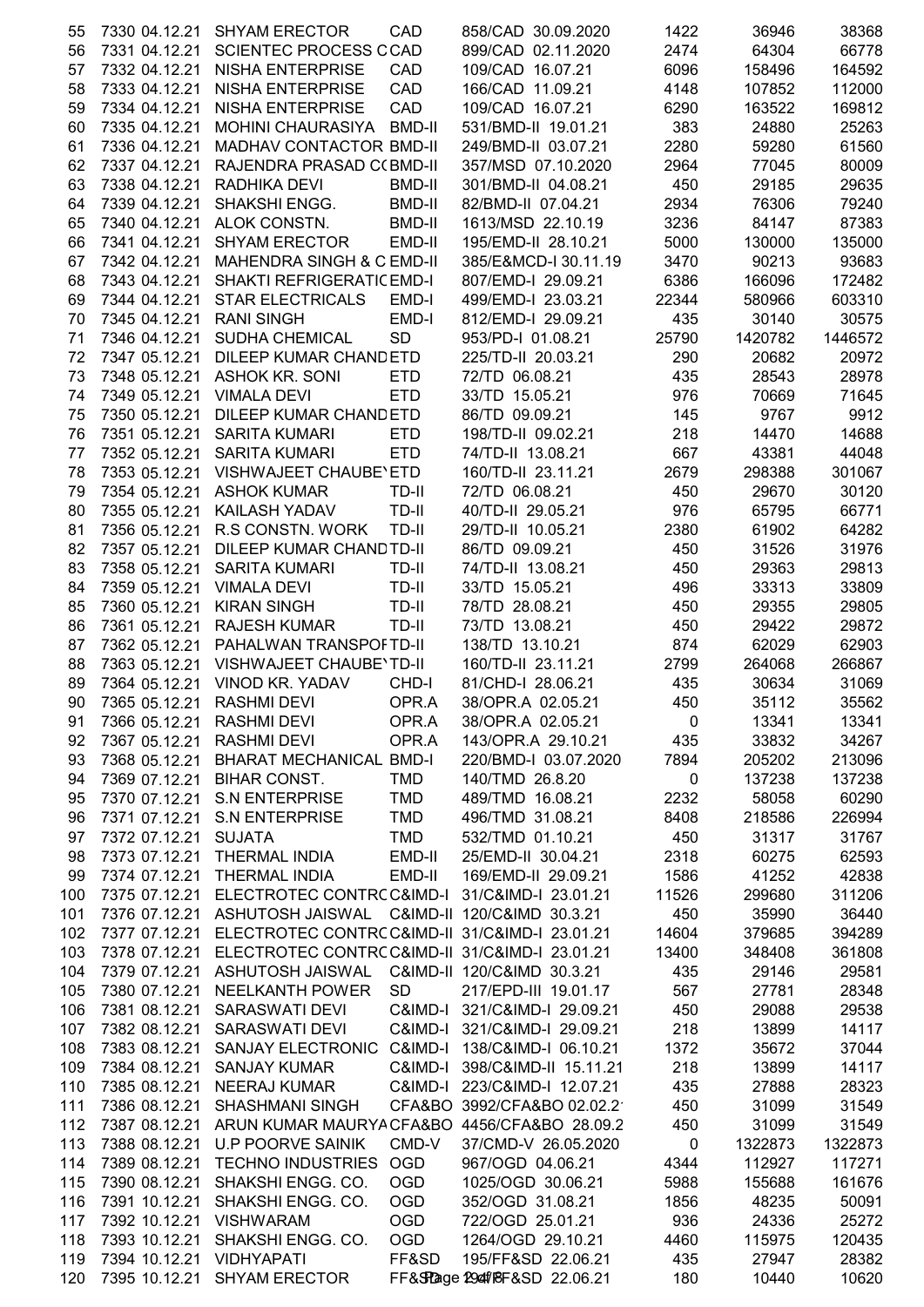| | | | | | | | | |
|---|---|---|---|---|---|---|---|---|
| 55 | 7330 | 04.12.21 | SHYAM ERECTOR | CAD | 858/CAD 30.09.2020 | 1422 | 36946 | 38368 |
| 56 | 7331 | 04.12.21 | SCIENTEC PROCESS C | CAD | 899/CAD 02.11.2020 | 2474 | 64304 | 66778 |
| 57 | 7332 | 04.12.21 | NISHA ENTERPRISE | CAD | 109/CAD 16.07.21 | 6096 | 158496 | 164592 |
| 58 | 7333 | 04.12.21 | NISHA ENTERPRISE | CAD | 166/CAD 11.09.21 | 4148 | 107852 | 112000 |
| 59 | 7334 | 04.12.21 | NISHA ENTERPRISE | CAD | 109/CAD 16.07.21 | 6290 | 163522 | 169812 |
| 60 | 7335 | 04.12.21 | MOHINI CHAURASIYA | BMD-II | 531/BMD-II 19.01.21 | 383 | 24880 | 25263 |
| 61 | 7336 | 04.12.21 | MADHAV CONTACTOR | BMD-II | 249/BMD-II 03.07.21 | 2280 | 59280 | 61560 |
| 62 | 7337 | 04.12.21 | RAJENDRA PRASAD C( | BMD-II | 357/MSD 07.10.2020 | 2964 | 77045 | 80009 |
| 63 | 7338 | 04.12.21 | RADHIKA DEVI | BMD-II | 301/BMD-II 04.08.21 | 450 | 29185 | 29635 |
| 64 | 7339 | 04.12.21 | SHAKSHI ENGG. | BMD-II | 82/BMD-II 07.04.21 | 2934 | 76306 | 79240 |
| 65 | 7340 | 04.12.21 | ALOK CONSTN. | BMD-II | 1613/MSD 22.10.19 | 3236 | 84147 | 87383 |
| 66 | 7341 | 04.12.21 | SHYAM ERECTOR | EMD-II | 195/EMD-II 28.10.21 | 5000 | 130000 | 135000 |
| 67 | 7342 | 04.12.21 | MAHENDRA SINGH & C | EMD-II | 385/E&MCD-I 30.11.19 | 3470 | 90213 | 93683 |
| 68 | 7343 | 04.12.21 | SHAKTI REFRIGERATIC | EMD-I | 807/EMD-I 29.09.21 | 6386 | 166096 | 172482 |
| 69 | 7344 | 04.12.21 | STAR ELECTRICALS | EMD-I | 499/EMD-I 23.03.21 | 22344 | 580966 | 603310 |
| 70 | 7345 | 04.12.21 | RANI SINGH | EMD-I | 812/EMD-I 29.09.21 | 435 | 30140 | 30575 |
| 71 | 7346 | 04.12.21 | SUDHA CHEMICAL | SD | 953/PD-I 01.08.21 | 25790 | 1420782 | 1446572 |
| 72 | 7347 | 05.12.21 | DILEEP KUMAR CHAND | ETD | 225/TD-II 20.03.21 | 290 | 20682 | 20972 |
| 73 | 7348 | 05.12.21 | ASHOK KR. SONI | ETD | 72/TD 06.08.21 | 435 | 28543 | 28978 |
| 74 | 7349 | 05.12.21 | VIMALA DEVI | ETD | 33/TD 15.05.21 | 976 | 70669 | 71645 |
| 75 | 7350 | 05.12.21 | DILEEP KUMAR CHAND | ETD | 86/TD 09.09.21 | 145 | 9767 | 9912 |
| 76 | 7351 | 05.12.21 | SARITA KUMARI | ETD | 198/TD-II 09.02.21 | 218 | 14470 | 14688 |
| 77 | 7352 | 05.12.21 | SARITA KUMARI | ETD | 74/TD-II 13.08.21 | 667 | 43381 | 44048 |
| 78 | 7353 | 05.12.21 | VISHWAJEET CHAUBE | ETD | 160/TD-II 23.11.21 | 2679 | 298388 | 301067 |
| 79 | 7354 | 05.12.21 | ASHOK KUMAR | TD-II | 72/TD 06.08.21 | 450 | 29670 | 30120 |
| 80 | 7355 | 05.12.21 | KAILASH YADAV | TD-II | 40/TD-II 29.05.21 | 976 | 65795 | 66771 |
| 81 | 7356 | 05.12.21 | R.S CONSTN. WORK | TD-II | 29/TD-II 10.05.21 | 2380 | 61902 | 64282 |
| 82 | 7357 | 05.12.21 | DILEEP KUMAR CHAND | TD-II | 86/TD 09.09.21 | 450 | 31526 | 31976 |
| 83 | 7358 | 05.12.21 | SARITA KUMARI | TD-II | 74/TD-II 13.08.21 | 450 | 29363 | 29813 |
| 84 | 7359 | 05.12.21 | VIMALA DEVI | TD-II | 33/TD 15.05.21 | 496 | 33313 | 33809 |
| 85 | 7360 | 05.12.21 | KIRAN SINGH | TD-II | 78/TD 28.08.21 | 450 | 29355 | 29805 |
| 86 | 7361 | 05.12.21 | RAJESH KUMAR | TD-II | 73/TD 13.08.21 | 450 | 29422 | 29872 |
| 87 | 7362 | 05.12.21 | PAHALWAN TRANSPOI | TD-II | 138/TD 13.10.21 | 874 | 62029 | 62903 |
| 88 | 7363 | 05.12.21 | VISHWAJEET CHAUBE | TD-II | 160/TD-II 23.11.21 | 2799 | 264068 | 266867 |
| 89 | 7364 | 05.12.21 | VINOD KR. YADAV | CHD-I | 81/CHD-I 28.06.21 | 435 | 30634 | 31069 |
| 90 | 7365 | 05.12.21 | RASHMI DEVI | OPR.A | 38/OPR.A 02.05.21 | 450 | 35112 | 35562 |
| 91 | 7366 | 05.12.21 | RASHMI DEVI | OPR.A | 38/OPR.A 02.05.21 | 0 | 13341 | 13341 |
| 92 | 7367 | 05.12.21 | RASHMI DEVI | OPR.A | 143/OPR.A 29.10.21 | 435 | 33832 | 34267 |
| 93 | 7368 | 05.12.21 | BHARAT MECHANICAL | BMD-I | 220/BMD-I 03.07.2020 | 7894 | 205202 | 213096 |
| 94 | 7369 | 07.12.21 | BIHAR CONST. | TMD | 140/TMD 26.8.20 | 0 | 137238 | 137238 |
| 95 | 7370 | 07.12.21 | S.N ENTERPRISE | TMD | 489/TMD 16.08.21 | 2232 | 58058 | 60290 |
| 96 | 7371 | 07.12.21 | S.N ENTERPRISE | TMD | 496/TMD 31.08.21 | 8408 | 218586 | 226994 |
| 97 | 7372 | 07.12.21 | SUJATA | TMD | 532/TMD 01.10.21 | 450 | 31317 | 31767 |
| 98 | 7373 | 07.12.21 | THERMAL INDIA | EMD-II | 25/EMD-II 30.04.21 | 2318 | 60275 | 62593 |
| 99 | 7374 | 07.12.21 | THERMAL INDIA | EMD-II | 169/EMD-II 29.09.21 | 1586 | 41252 | 42838 |
| 100 | 7375 | 07.12.21 | ELECTROTEC CONTRC | C&IMD-I | 31/C&IMD-I 23.01.21 | 11526 | 299680 | 311206 |
| 101 | 7376 | 07.12.21 | ASHUTOSH JAISWAL | C&IMD-II | 120/C&IMD 30.3.21 | 450 | 35990 | 36440 |
| 102 | 7377 | 07.12.21 | ELECTROTEC CONTRC | C&IMD-II | 31/C&IMD-I 23.01.21 | 14604 | 379685 | 394289 |
| 103 | 7378 | 07.12.21 | ELECTROTEC CONTRC | C&IMD-II | 31/C&IMD-I 23.01.21 | 13400 | 348408 | 361808 |
| 104 | 7379 | 07.12.21 | ASHUTOSH JAISWAL | C&IMD-II | 120/C&IMD 30.3.21 | 435 | 29146 | 29581 |
| 105 | 7380 | 07.12.21 | NEELKANTH POWER | SD | 217/EPD-III 19.01.17 | 567 | 27781 | 28348 |
| 106 | 7381 | 08.12.21 | SARASWATI DEVI | C&IMD-I | 321/C&IMD-I 29.09.21 | 450 | 29088 | 29538 |
| 107 | 7382 | 08.12.21 | SARASWATI DEVI | C&IMD-I | 321/C&IMD-I 29.09.21 | 218 | 13899 | 14117 |
| 108 | 7383 | 08.12.21 | SANJAY ELECTRONIC | C&IMD-I | 138/C&IMD-I 06.10.21 | 1372 | 35672 | 37044 |
| 109 | 7384 | 08.12.21 | SANJAY KUMAR | C&IMD-I | 398/C&IMD-II 15.11.21 | 218 | 13899 | 14117 |
| 110 | 7385 | 08.12.21 | NEERAJ KUMAR | C&IMD-I | 223/C&IMD-I 12.07.21 | 435 | 27888 | 28323 |
| 111 | 7386 | 08.12.21 | SHASHMANI SINGH | CFA&BO | 3992/CFA&BO 02.02.2 | 450 | 31099 | 31549 |
| 112 | 7387 | 08.12.21 | ARUN KUMAR MAURYA | CFA&BO | 4456/CFA&BO 28.09.2 | 450 | 31099 | 31549 |
| 113 | 7388 | 08.12.21 | U.P POORVE SAINIK | CMD-V | 37/CMD-V 26.05.2020 | 0 | 1322873 | 1322873 |
| 114 | 7389 | 08.12.21 | TECHNO INDUSTRIES | OGD | 967/OGD 04.06.21 | 4344 | 112927 | 117271 |
| 115 | 7390 | 08.12.21 | SHAKSHI ENGG. CO. | OGD | 1025/OGD 30.06.21 | 5988 | 155688 | 161676 |
| 116 | 7391 | 10.12.21 | SHAKSHI ENGG. CO. | OGD | 352/OGD 31.08.21 | 1856 | 48235 | 50091 |
| 117 | 7392 | 10.12.21 | VISHWARAM | OGD | 722/OGD 25.01.21 | 936 | 24336 | 25272 |
| 118 | 7393 | 10.12.21 | SHAKSHI ENGG. CO. | OGD | 1264/OGD 29.10.21 | 4460 | 115975 | 120435 |
| 119 | 7394 | 10.12.21 | VIDHYAPATI | FF&SD | 195/FF&SD 22.06.21 | 435 | 27947 | 28382 |
| 120 | 7395 | 10.12.21 | SHYAM ERECTOR | FF&SD | 194/FF&SD 22.06.21 | 180 | 10440 | 10620 |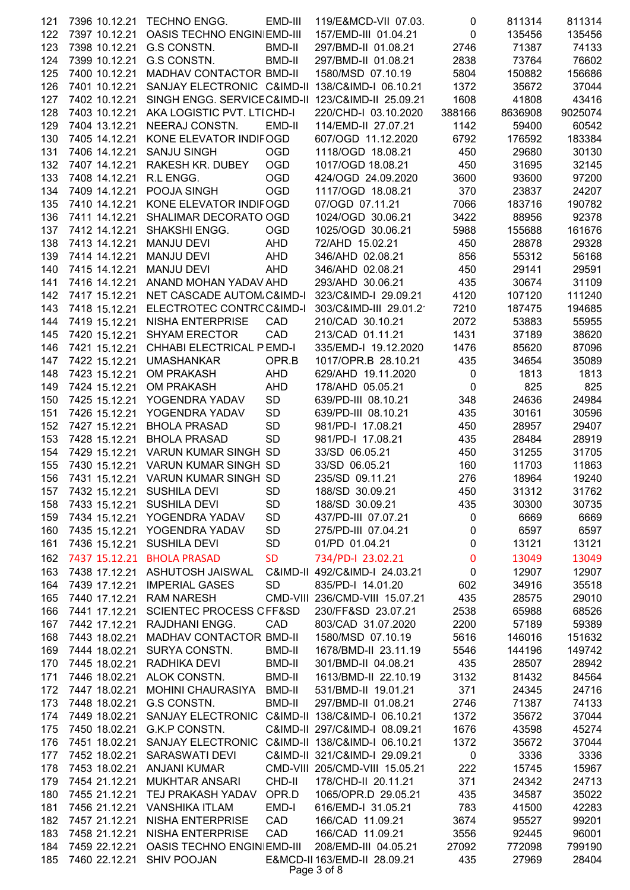| | | | | | | | | |
|---|---|---|---|---|---|---|---|---|
| 121 | 7396 | 10.12.21 | TECHNO ENGG. | EMD-III | 119/E&MCD-VII 07.03. | 0 | 811314 | 811314 |
| 122 | 7397 | 10.12.21 | OASIS TECHNO ENGIN | EMD-III | 157/EMD-III 01.04.21 | 0 | 135456 | 135456 |
| 123 | 7398 | 10.12.21 | G.S CONSTN. | BMD-II | 297/BMD-II 01.08.21 | 2746 | 71387 | 74133 |
| 124 | 7399 | 10.12.21 | G.S CONSTN. | BMD-II | 297/BMD-II 01.08.21 | 2838 | 73764 | 76602 |
| 125 | 7400 | 10.12.21 | MADHAV CONTACTOR | BMD-II | 1580/MSD 07.10.19 | 5804 | 150882 | 156686 |
| 126 | 7401 | 10.12.21 | SANJAY ELECTRONIC | C&IMD-II | 138/C&IMD-I 06.10.21 | 1372 | 35672 | 37044 |
| 127 | 7402 | 10.12.21 | SINGH ENGG. SERVICE | C&IMD-II | 123/C&IMD-II 25.09.21 | 1608 | 41808 | 43416 |
| 128 | 7403 | 10.12.21 | AKA LOGISTIC PVT. LT | CHD-I | 220/CHD-I 03.10.2020 | 388166 | 8636908 | 9025074 |
| 129 | 7404 | 13.12.21 | NEERAJ CONSTN. | EMD-II | 114/EMD-II 27.07.21 | 1142 | 59400 | 60542 |
| 130 | 7405 | 14.12.21 | KONE ELEVATOR INDI | OGD | 607/OGD 11.12.2020 | 6792 | 176592 | 183384 |
| 131 | 7406 | 14.12.21 | SANJU SINGH | OGD | 1118/OGD 18.08.21 | 450 | 29680 | 30130 |
| 132 | 7407 | 14.12.21 | RAKESH KR. DUBEY | OGD | 1017/OGD 18.08.21 | 450 | 31695 | 32145 |
| 133 | 7408 | 14.12.21 | R.L ENGG. | OGD | 424/OGD 24.09.2020 | 3600 | 93600 | 97200 |
| 134 | 7409 | 14.12.21 | POOJA SINGH | OGD | 1117/OGD 18.08.21 | 370 | 23837 | 24207 |
| 135 | 7410 | 14.12.21 | KONE ELEVATOR INDI | OGD | 07/OGD 07.11.21 | 7066 | 183716 | 190782 |
| 136 | 7411 | 14.12.21 | SHALIMAR DECORATO | OGD | 1024/OGD 30.06.21 | 3422 | 88956 | 92378 |
| 137 | 7412 | 14.12.21 | SHAKSHI ENGG. | OGD | 1025/OGD 30.06.21 | 5988 | 155688 | 161676 |
| 138 | 7413 | 14.12.21 | MANJU DEVI | AHD | 72/AHD 15.02.21 | 450 | 28878 | 29328 |
| 139 | 7414 | 14.12.21 | MANJU DEVI | AHD | 346/AHD 02.08.21 | 856 | 55312 | 56168 |
| 140 | 7415 | 14.12.21 | MANJU DEVI | AHD | 346/AHD 02.08.21 | 450 | 29141 | 29591 |
| 141 | 7416 | 14.12.21 | ANAND MOHAN YADAV | AHD | 293/AHD 30.06.21 | 435 | 30674 | 31109 |
| 142 | 7417 | 15.12.21 | NET CASCADE AUTOM | C&IMD-I | 323/C&IMD-I 29.09.21 | 4120 | 107120 | 111240 |
| 143 | 7418 | 15.12.21 | ELECTROTEC CONTRO | C&IMD-I | 303/C&IMD-III 29.01.2 | 7210 | 187475 | 194685 |
| 144 | 7419 | 15.12.21 | NISHA ENTERPRISE | CAD | 210/CAD 30.10.21 | 2072 | 53883 | 55955 |
| 145 | 7420 | 15.12.21 | SHYAM ERECTOR | CAD | 213/CAD 01.11.21 | 1431 | 37189 | 38620 |
| 146 | 7421 | 15.12.21 | CHHABI ELECTRICAL P | EMD-I | 335/EMD-I 19.12.2020 | 1476 | 85620 | 87096 |
| 147 | 7422 | 15.12.21 | UMASHANKAR | OPR.B | 1017/OPR.B 28.10.21 | 435 | 34654 | 35089 |
| 148 | 7423 | 15.12.21 | OM PRAKASH | AHD | 629/AHD 19.11.2020 | 0 | 1813 | 1813 |
| 149 | 7424 | 15.12.21 | OM PRAKASH | AHD | 178/AHD 05.05.21 | 0 | 825 | 825 |
| 150 | 7425 | 15.12.21 | YOGENDRA YADAV | SD | 639/PD-III 08.10.21 | 348 | 24636 | 24984 |
| 151 | 7426 | 15.12.21 | YOGENDRA YADAV | SD | 639/PD-III 08.10.21 | 435 | 30161 | 30596 |
| 152 | 7427 | 15.12.21 | BHOLA PRASAD | SD | 981/PD-I 17.08.21 | 450 | 28957 | 29407 |
| 153 | 7428 | 15.12.21 | BHOLA PRASAD | SD | 981/PD-I 17.08.21 | 435 | 28484 | 28919 |
| 154 | 7429 | 15.12.21 | VARUN KUMAR SINGH | SD | 33/SD 06.05.21 | 450 | 31255 | 31705 |
| 155 | 7430 | 15.12.21 | VARUN KUMAR SINGH | SD | 33/SD 06.05.21 | 160 | 11703 | 11863 |
| 156 | 7431 | 15.12.21 | VARUN KUMAR SINGH | SD | 235/SD 09.11.21 | 276 | 18964 | 19240 |
| 157 | 7432 | 15.12.21 | SUSHILA DEVI | SD | 188/SD 30.09.21 | 450 | 31312 | 31762 |
| 158 | 7433 | 15.12.21 | SUSHILA DEVI | SD | 188/SD 30.09.21 | 435 | 30300 | 30735 |
| 159 | 7434 | 15.12.21 | YOGENDRA YADAV | SD | 437/PD-III 07.07.21 | 0 | 6669 | 6669 |
| 160 | 7435 | 15.12.21 | YOGENDRA YADAV | SD | 275/PD-III 07.04.21 | 0 | 6597 | 6597 |
| 161 | 7436 | 15.12.21 | SUSHILA DEVI | SD | 01/PD 01.04.21 | 0 | 13121 | 13121 |
| 162 | 7437 | 15.12.21 | BHOLA PRASAD | SD | 734/PD-I 23.02.21 | 0 | 13049 | 13049 |
| 163 | 7438 | 17.12.21 | ASHUTOSH JAISWAL | C&IMD-II | 492/C&IMD-I 24.03.21 | 0 | 12907 | 12907 |
| 164 | 7439 | 17.12.21 | IMPERIAL GASES | SD | 835/PD-I 14.01.20 | 602 | 34916 | 35518 |
| 165 | 7440 | 17.12.21 | RAM NARESH | CMD-VIII | 236/CMD-VIII 15.07.21 | 435 | 28575 | 29010 |
| 166 | 7441 | 17.12.21 | SCIENTEC PROCESS C | FF&SD | 230/FF&SD 23.07.21 | 2538 | 65988 | 68526 |
| 167 | 7442 | 17.12.21 | RAJDHANI ENGG. | CAD | 803/CAD 31.07.2020 | 2200 | 57189 | 59389 |
| 168 | 7443 | 18.02.21 | MADHAV CONTACTOR | BMD-II | 1580/MSD 07.10.19 | 5616 | 146016 | 151632 |
| 169 | 7444 | 18.02.21 | SURYA CONSTN. | BMD-II | 1678/BMD-II 23.11.19 | 5546 | 144196 | 149742 |
| 170 | 7445 | 18.02.21 | RADHIKA DEVI | BMD-II | 301/BMD-II 04.08.21 | 435 | 28507 | 28942 |
| 171 | 7446 | 18.02.21 | ALOK CONSTN. | BMD-II | 1613/BMD-II 22.10.19 | 3132 | 81432 | 84564 |
| 172 | 7447 | 18.02.21 | MOHINI CHAURASIYA | BMD-II | 531/BMD-II 19.01.21 | 371 | 24345 | 24716 |
| 173 | 7448 | 18.02.21 | G.S CONSTN. | BMD-II | 297/BMD-II 01.08.21 | 2746 | 71387 | 74133 |
| 174 | 7449 | 18.02.21 | SANJAY ELECTRONIC | C&IMD-II | 138/C&IMD-I 06.10.21 | 1372 | 35672 | 37044 |
| 175 | 7450 | 18.02.21 | G.K.P CONSTN. | C&IMD-II | 297/C&IMD-I 08.09.21 | 1676 | 43598 | 45274 |
| 176 | 7451 | 18.02.21 | SANJAY ELECTRONIC | C&IMD-II | 138/C&IMD-I 06.10.21 | 1372 | 35672 | 37044 |
| 177 | 7452 | 18.02.21 | SARASWATI DEVI | C&IMD-II | 321/C&IMD-I 29.09.21 | 0 | 3336 | 3336 |
| 178 | 7453 | 18.02.21 | ANJANI KUMAR | CMD-VIII | 205/CMD-VIII 15.05.21 | 222 | 15745 | 15967 |
| 179 | 7454 | 21.12.21 | MUKHTAR ANSARI | CHD-II | 178/CHD-II 20.11.21 | 371 | 24342 | 24713 |
| 180 | 7455 | 21.12.21 | TEJ PRAKASH YADAV | OPR.D | 1065/OPR.D 29.05.21 | 435 | 34587 | 35022 |
| 181 | 7456 | 21.12.21 | VANSHIKA ITLAM | EMD-I | 616/EMD-I 31.05.21 | 783 | 41500 | 42283 |
| 182 | 7457 | 21.12.21 | NISHA ENTERPRISE | CAD | 166/CAD 11.09.21 | 3674 | 95527 | 99201 |
| 183 | 7458 | 21.12.21 | NISHA ENTERPRISE | CAD | 166/CAD 11.09.21 | 3556 | 92445 | 96001 |
| 184 | 7459 | 22.12.21 | OASIS TECHNO ENGIN | EMD-III | 208/EMD-III 04.05.21 | 27092 | 772098 | 799190 |
| 185 | 7460 | 22.12.21 | SHIV POOJAN | E&MCD-II | 163/EMD-II 28.09.21 | 435 | 27969 | 28404 |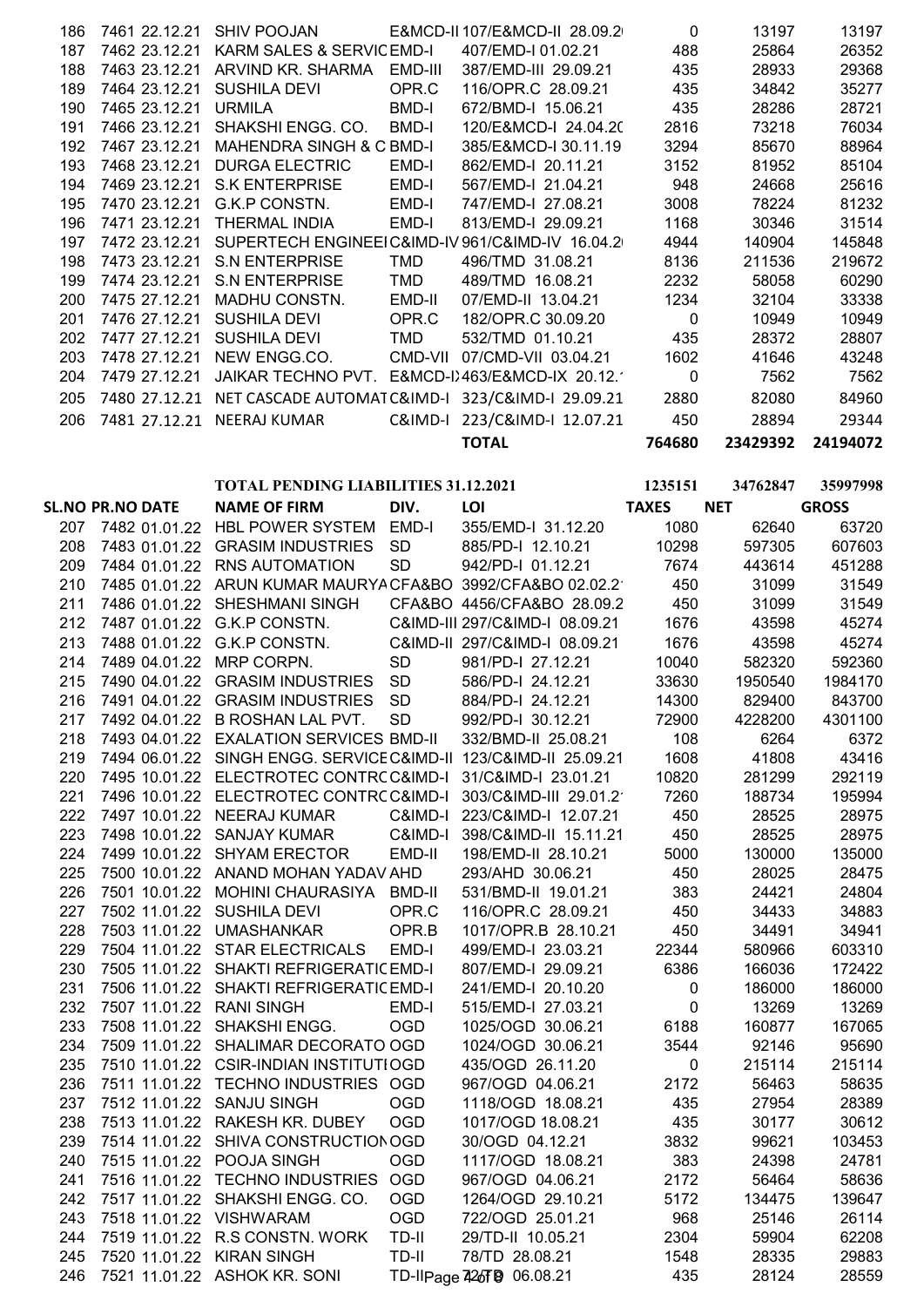| | | | | | | | | |
|---|---|---|---|---|---|---|---|---|
| 186 | 7461 | 22.12.21 | SHIV POOJAN | E&MCD-II | 107/E&MCD-II 28.09.2 | 0 | 13197 | 13197 |
| 187 | 7462 | 23.12.21 | KARM SALES & SERVIC | EMD-I | 407/EMD-I 01.02.21 | 488 | 25864 | 26352 |
| 188 | 7463 | 23.12.21 | ARVIND KR. SHARMA | EMD-III | 387/EMD-III 29.09.21 | 435 | 28933 | 29368 |
| 189 | 7464 | 23.12.21 | SUSHILA DEVI | OPR.C | 116/OPR.C 28.09.21 | 435 | 34842 | 35277 |
| 190 | 7465 | 23.12.21 | URMILA | BMD-I | 672/BMD-I 15.06.21 | 435 | 28286 | 28721 |
| 191 | 7466 | 23.12.21 | SHAKSHI ENGG. CO. | BMD-I | 120/E&MCD-I 24.04.20 | 2816 | 73218 | 76034 |
| 192 | 7467 | 23.12.21 | MAHENDRA SINGH & C | BMD-I | 385/E&MCD-I 30.11.19 | 3294 | 85670 | 88964 |
| 193 | 7468 | 23.12.21 | DURGA ELECTRIC | EMD-I | 862/EMD-I 20.11.21 | 3152 | 81952 | 85104 |
| 194 | 7469 | 23.12.21 | S.K ENTERPRISE | EMD-I | 567/EMD-I 21.04.21 | 948 | 24668 | 25616 |
| 195 | 7470 | 23.12.21 | G.K.P CONSTN. | EMD-I | 747/EMD-I 27.08.21 | 3008 | 78224 | 81232 |
| 196 | 7471 | 23.12.21 | THERMAL INDIA | EMD-I | 813/EMD-I 29.09.21 | 1168 | 30346 | 31514 |
| 197 | 7472 | 23.12.21 | SUPERTECH ENGINEE | C&IMD-IV | 961/C&IMD-IV 16.04.2 | 4944 | 140904 | 145848 |
| 198 | 7473 | 23.12.21 | S.N ENTERPRISE | TMD | 496/TMD 31.08.21 | 8136 | 211536 | 219672 |
| 199 | 7474 | 23.12.21 | S.N ENTERPRISE | TMD | 489/TMD 16.08.21 | 2232 | 58058 | 60290 |
| 200 | 7475 | 27.12.21 | MADHU CONSTN. | EMD-II | 07/EMD-II 13.04.21 | 1234 | 32104 | 33338 |
| 201 | 7476 | 27.12.21 | SUSHILA DEVI | OPR.C | 182/OPR.C 30.09.20 | 0 | 10949 | 10949 |
| 202 | 7477 | 27.12.21 | SUSHILA DEVI | TMD | 532/TMD 01.10.21 | 435 | 28372 | 28807 |
| 203 | 7478 | 27.12.21 | NEW ENGG.CO. | CMD-VII | 07/CMD-VII 03.04.21 | 1602 | 41646 | 43248 |
| 204 | 7479 | 27.12.21 | JAIKAR TECHNO PVT. | E&MCD-I | 463/E&MCD-IX 20.12. | 0 | 7562 | 7562 |
| 205 | 7480 | 27.12.21 | NET CASCADE AUTOMAT | C&IMD-I | 323/C&IMD-I 29.09.21 | 2880 | 82080 | 84960 |
| 206 | 7481 | 27.12.21 | NEERAJ KUMAR | C&IMD-I | 223/C&IMD-I 12.07.21 | 450 | 28894 | 29344 |
| | | | | | **TOTAL** | **764680** | **23429392** | **24194072** |

| | | | | | | | | |
|---|---|---|---|---|---|---|---|---|
| | | | **TOTAL PENDING LIABILITIES 31.12.2021** | | | **1235151** | **34762847** | **35997998** |
| **SL.NO** | **PR.NO** | **DATE** | **NAME OF FIRM** | **DIV.** | **LOI** | **TAXES** | **NET** | **GROSS** |
| 207 | 7482 | 01.01.22 | HBL POWER SYSTEM | EMD-I | 355/EMD-I 31.12.20 | 1080 | 62640 | 63720 |
| 208 | 7483 | 01.01.22 | GRASIM INDUSTRIES | SD | 885/PD-I 12.10.21 | 10298 | 597305 | 607603 |
| 209 | 7484 | 01.01.22 | RNS AUTOMATION | SD | 942/PD-I 01.12.21 | 7674 | 443614 | 451288 |
| 210 | 7485 | 01.01.22 | ARUN KUMAR MAURYA | CFA&BO | 3992/CFA&BO 02.02.2 | 450 | 31099 | 31549 |
| 211 | 7486 | 01.01.22 | SHESHMANI SINGH | CFA&BO | 4456/CFA&BO 28.09.2 | 450 | 31099 | 31549 |
| 212 | 7487 | 01.01.22 | G.K.P CONSTN. | C&IMD-III | 297/C&IMD-I 08.09.21 | 1676 | 43598 | 45274 |
| 213 | 7488 | 01.01.22 | G.K.P CONSTN. | C&IMD-II | 297/C&IMD-I 08.09.21 | 1676 | 43598 | 45274 |
| 214 | 7489 | 04.01.22 | MRP CORPN. | SD | 981/PD-I 27.12.21 | 10040 | 582320 | 592360 |
| 215 | 7490 | 04.01.22 | GRASIM INDUSTRIES | SD | 586/PD-I 24.12.21 | 33630 | 1950540 | 1984170 |
| 216 | 7491 | 04.01.22 | GRASIM INDUSTRIES | SD | 884/PD-I 24.12.21 | 14300 | 829400 | 843700 |
| 217 | 7492 | 04.01.22 | B ROSHAN LAL PVT. | SD | 992/PD-I 30.12.21 | 72900 | 4228200 | 4301100 |
| 218 | 7493 | 04.01.22 | EXALATION SERVICES | BMD-II | 332/BMD-II 25.08.21 | 108 | 6264 | 6372 |
| 219 | 7494 | 06.01.22 | SINGH ENGG. SERVICE | C&IMD-II | 123/C&IMD-II 25.09.21 | 1608 | 41808 | 43416 |
| 220 | 7495 | 10.01.22 | ELECTROTEC CONTRC | C&IMD-I | 31/C&IMD-I 23.01.21 | 10820 | 281299 | 292119 |
| 221 | 7496 | 10.01.22 | ELECTROTEC CONTRC | C&IMD-I | 303/C&IMD-III 29.01.2 | 7260 | 188734 | 195994 |
| 222 | 7497 | 10.01.22 | NEERAJ KUMAR | C&IMD-I | 223/C&IMD-I 12.07.21 | 450 | 28525 | 28975 |
| 223 | 7498 | 10.01.22 | SANJAY KUMAR | C&IMD-I | 398/C&IMD-II 15.11.21 | 450 | 28525 | 28975 |
| 224 | 7499 | 10.01.22 | SHYAM ERECTOR | EMD-II | 198/EMD-II 28.10.21 | 5000 | 130000 | 135000 |
| 225 | 7500 | 10.01.22 | ANAND MOHAN YADAV | AHD | 293/AHD 30.06.21 | 450 | 28025 | 28475 |
| 226 | 7501 | 10.01.22 | MOHINI CHAURASIYA | BMD-II | 531/BMD-II 19.01.21 | 383 | 24421 | 24804 |
| 227 | 7502 | 11.01.22 | SUSHILA DEVI | OPR.C | 116/OPR.C 28.09.21 | 450 | 34433 | 34883 |
| 228 | 7503 | 11.01.22 | UMASHANKAR | OPR.B | 1017/OPR.B 28.10.21 | 450 | 34491 | 34941 |
| 229 | 7504 | 11.01.22 | STAR ELECTRICALS | EMD-I | 499/EMD-I 23.03.21 | 22344 | 580966 | 603310 |
| 230 | 7505 | 11.01.22 | SHAKTI REFRIGERATIC | EMD-I | 807/EMD-I 29.09.21 | 6386 | 166036 | 172422 |
| 231 | 7506 | 11.01.22 | SHAKTI REFRIGERATIC | EMD-I | 241/EMD-I 20.10.20 | 0 | 186000 | 186000 |
| 232 | 7507 | 11.01.22 | RANI SINGH | EMD-I | 515/EMD-I 27.03.21 | 0 | 13269 | 13269 |
| 233 | 7508 | 11.01.22 | SHAKSHI ENGG. | OGD | 1025/OGD 30.06.21 | 6188 | 160877 | 167065 |
| 234 | 7509 | 11.01.22 | SHALIMAR DECORATO | OGD | 1024/OGD 30.06.21 | 3544 | 92146 | 95690 |
| 235 | 7510 | 11.01.22 | CSIR-INDIAN INSTITUTI | OGD | 435/OGD 26.11.20 | 0 | 215114 | 215114 |
| 236 | 7511 | 11.01.22 | TECHNO INDUSTRIES | OGD | 967/OGD 04.06.21 | 2172 | 56463 | 58635 |
| 237 | 7512 | 11.01.22 | SANJU SINGH | OGD | 1118/OGD 18.08.21 | 435 | 27954 | 28389 |
| 238 | 7513 | 11.01.22 | RAKESH KR. DUBEY | OGD | 1017/OGD 18.08.21 | 435 | 30177 | 30612 |
| 239 | 7514 | 11.01.22 | SHIVA CONSTRUCTION | OGD | 30/OGD 04.12.21 | 3832 | 99621 | 103453 |
| 240 | 7515 | 11.01.22 | POOJA SINGH | OGD | 1117/OGD 18.08.21 | 383 | 24398 | 24781 |
| 241 | 7516 | 11.01.22 | TECHNO INDUSTRIES | OGD | 967/OGD 04.06.21 | 2172 | 56464 | 58636 |
| 242 | 7517 | 11.01.22 | SHAKSHI ENGG. CO. | OGD | 1264/OGD 29.10.21 | 5172 | 134475 | 139647 |
| 243 | 7518 | 11.01.22 | VISHWARAM | OGD | 722/OGD 25.01.21 | 968 | 25146 | 26114 |
| 244 | 7519 | 11.01.22 | R.S CONSTN. WORK | TD-II | 29/TD-II 10.05.21 | 2304 | 59904 | 62208 |
| 245 | 7520 | 11.01.22 | KIRAN SINGH | TD-II | 78/TD 28.08.21 | 1548 | 28335 | 29883 |
| 246 | 7521 | 11.01.22 | ASHOK KR. SONI | TD-II | 42/TD 06.08.21 | 435 | 28124 | 28559 |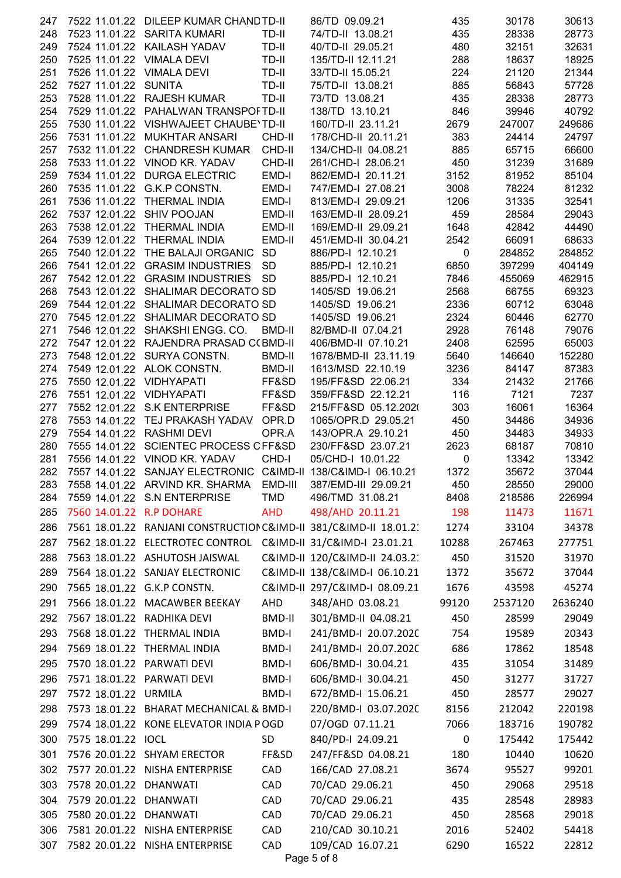| | | | | | | | | |
|---|---|---|---|---|---|---|---|---|
| 247 | 7522 | 11.01.22 | DILEEP KUMAR CHAND | TD-II | 86/TD 09.09.21 | 435 | 30178 | 30613 |
| 248 | 7523 | 11.01.22 | SARITA KUMARI | TD-II | 74/TD-II 13.08.21 | 435 | 28338 | 28773 |
| 249 | 7524 | 11.01.22 | KAILASH YADAV | TD-II | 40/TD-II 29.05.21 | 480 | 32151 | 32631 |
| 250 | 7525 | 11.01.22 | VIMALA DEVI | TD-II | 135/TD-II 12.11.21 | 288 | 18637 | 18925 |
| 251 | 7526 | 11.01.22 | VIMALA DEVI | TD-II | 33/TD-II 15.05.21 | 224 | 21120 | 21344 |
| 252 | 7527 | 11.01.22 | SUNITA | TD-II | 75/TD-II 13.08.21 | 885 | 56843 | 57728 |
| 253 | 7528 | 11.01.22 | RAJESH KUMAR | TD-II | 73/TD 13.08.21 | 435 | 28338 | 28773 |
| 254 | 7529 | 11.01.22 | PAHALWAN TRANSPOI | TD-II | 138/TD 13.10.21 | 846 | 39946 | 40792 |
| 255 | 7530 | 11.01.22 | VISHWAJEET CHAUBE` | TD-II | 160/TD-II 23.11.21 | 2679 | 247007 | 249686 |
| 256 | 7531 | 11.01.22 | MUKHTAR ANSARI | CHD-II | 178/CHD-II 20.11.21 | 383 | 24414 | 24797 |
| 257 | 7532 | 11.01.22 | CHANDRESH KUMAR | CHD-II | 134/CHD-II 04.08.21 | 885 | 65715 | 66600 |
| 258 | 7533 | 11.01.22 | VINOD KR. YADAV | CHD-II | 261/CHD-I 28.06.21 | 450 | 31239 | 31689 |
| 259 | 7534 | 11.01.22 | DURGA ELECTRIC | EMD-I | 862/EMD-I 20.11.21 | 3152 | 81952 | 85104 |
| 260 | 7535 | 11.01.22 | G.K.P CONSTN. | EMD-I | 747/EMD-I 27.08.21 | 3008 | 78224 | 81232 |
| 261 | 7536 | 11.01.22 | THERMAL INDIA | EMD-I | 813/EMD-I 29.09.21 | 1206 | 31335 | 32541 |
| 262 | 7537 | 12.01.22 | SHIV POOJAN | EMD-II | 163/EMD-II 28.09.21 | 459 | 28584 | 29043 |
| 263 | 7538 | 12.01.22 | THERMAL INDIA | EMD-II | 169/EMD-II 29.09.21 | 1648 | 42842 | 44490 |
| 264 | 7539 | 12.01.22 | THERMAL INDIA | EMD-II | 451/EMD-II 30.04.21 | 2542 | 66091 | 68633 |
| 265 | 7540 | 12.01.22 | THE BALAJI ORGANIC | SD | 886/PD-I 12.10.21 | 0 | 284852 | 284852 |
| 266 | 7541 | 12.01.22 | GRASIM INDUSTRIES | SD | 885/PD-I 12.10.21 | 6850 | 397299 | 404149 |
| 267 | 7542 | 12.01.22 | GRASIM INDUSTRIES | SD | 885/PD-I 12.10.21 | 7846 | 455069 | 462915 |
| 268 | 7543 | 12.01.22 | SHALIMAR DECORATO | SD | 1405/SD 19.06.21 | 2568 | 66755 | 69323 |
| 269 | 7544 | 12.01.22 | SHALIMAR DECORATO | SD | 1405/SD 19.06.21 | 2336 | 60712 | 63048 |
| 270 | 7545 | 12.01.22 | SHALIMAR DECORATO | SD | 1405/SD 19.06.21 | 2324 | 60446 | 62770 |
| 271 | 7546 | 12.01.22 | SHAKSHI ENGG. CO. | BMD-II | 82/BMD-II 07.04.21 | 2928 | 76148 | 79076 |
| 272 | 7547 | 12.01.22 | RAJENDRA PRASAD C( | BMD-II | 406/BMD-II 07.10.21 | 2408 | 62595 | 65003 |
| 273 | 7548 | 12.01.22 | SURYA CONSTN. | BMD-II | 1678/BMD-II 23.11.19 | 5640 | 146640 | 152280 |
| 274 | 7549 | 12.01.22 | ALOK CONSTN. | BMD-II | 1613/MSD 22.10.19 | 3236 | 84147 | 87383 |
| 275 | 7550 | 12.01.22 | VIDHYAPATI | FF&SD | 195/FF&SD 22.06.21 | 334 | 21432 | 21766 |
| 276 | 7551 | 12.01.22 | VIDHYAPATI | FF&SD | 359/FF&SD 22.12.21 | 116 | 7121 | 7237 |
| 277 | 7552 | 12.01.22 | S.K ENTERPRISE | FF&SD | 215/FF&SD 05.12.202( | 303 | 16061 | 16364 |
| 278 | 7553 | 14.01.22 | TEJ PRAKASH YADAV | OPR.D | 1065/OPR.D 29.05.21 | 450 | 34486 | 34936 |
| 279 | 7554 | 14.01.22 | RASHMI DEVI | OPR.A | 143/OPR.A 29.10.21 | 450 | 34483 | 34933 |
| 280 | 7555 | 14.01.22 | SCIENTEC PROCESS C | FF&SD | 230/FF&SD 23.07.21 | 2623 | 68187 | 70810 |
| 281 | 7556 | 14.01.22 | VINOD KR. YADAV | CHD-I | 05/CHD-I 10.01.22 | 0 | 13342 | 13342 |
| 282 | 7557 | 14.01.22 | SANJAY ELECTRONIC | C&IMD-II | 138/C&IMD-I 06.10.21 | 1372 | 35672 | 37044 |
| 283 | 7558 | 14.01.22 | ARVIND KR. SHARMA | EMD-III | 387/EMD-III 29.09.21 | 450 | 28550 | 29000 |
| 284 | 7559 | 14.01.22 | S.N ENTERPRISE | TMD | 496/TMD 31.08.21 | 8408 | 218586 | 226994 |
| 285 | 7560 | 14.01.22 | R.P DOHARE | AHD | 498/AHD 20.11.21 | 198 | 11473 | 11671 |
| 286 | 7561 | 18.01.22 | RANJANI CONSTRUCTIO | C&IMD-II | 381/C&IMD-II 18.01.2 | 1274 | 33104 | 34378 |
| 287 | 7562 | 18.01.22 | ELECTROTEC CONTROL | C&IMD-II | 31/C&IMD-I 23.01.21 | 10288 | 267463 | 277751 |
| 288 | 7563 | 18.01.22 | ASHUTOSH JAISWAL | C&IMD-II | 120/C&IMD-II 24.03.2 | 450 | 31520 | 31970 |
| 289 | 7564 | 18.01.22 | SANJAY ELECTRONIC | C&IMD-II | 138/C&IMD-I 06.10.21 | 1372 | 35672 | 37044 |
| 290 | 7565 | 18.01.22 | G.K.P CONSTN. | C&IMD-II | 297/C&IMD-I 08.09.21 | 1676 | 43598 | 45274 |
| 291 | 7566 | 18.01.22 | MACAWBER BEEKAY | AHD | 348/AHD 03.08.21 | 99120 | 2537120 | 2636240 |
| 292 | 7567 | 18.01.22 | RADHIKA DEVI | BMD-II | 301/BMD-II 04.08.21 | 450 | 28599 | 29049 |
| 293 | 7568 | 18.01.22 | THERMAL INDIA | BMD-I | 241/BMD-I 20.07.202( | 754 | 19589 | 20343 |
| 294 | 7569 | 18.01.22 | THERMAL INDIA | BMD-I | 241/BMD-I 20.07.202( | 686 | 17862 | 18548 |
| 295 | 7570 | 18.01.22 | PARWATI DEVI | BMD-I | 606/BMD-I 30.04.21 | 435 | 31054 | 31489 |
| 296 | 7571 | 18.01.22 | PARWATI DEVI | BMD-I | 606/BMD-I 30.04.21 | 450 | 31277 | 31727 |
| 297 | 7572 | 18.01.22 | URMILA | BMD-I | 672/BMD-I 15.06.21 | 450 | 28577 | 29027 |
| 298 | 7573 | 18.01.22 | BHARAT MECHANICAL & | BMD-I | 220/BMD-I 03.07.202( | 8156 | 212042 | 220198 |
| 299 | 7574 | 18.01.22 | KONE ELEVATOR INDIA P | OGD | 07/OGD 07.11.21 | 7066 | 183716 | 190782 |
| 300 | 7575 | 18.01.22 | IOCL | SD | 840/PD-I 24.09.21 | 0 | 175442 | 175442 |
| 301 | 7576 | 20.01.22 | SHYAM ERECTOR | FF&SD | 247/FF&SD 04.08.21 | 180 | 10440 | 10620 |
| 302 | 7577 | 20.01.22 | NISHA ENTERPRISE | CAD | 166/CAD 27.08.21 | 3674 | 95527 | 99201 |
| 303 | 7578 | 20.01.22 | DHANWATI | CAD | 70/CAD 29.06.21 | 450 | 29068 | 29518 |
| 304 | 7579 | 20.01.22 | DHANWATI | CAD | 70/CAD 29.06.21 | 435 | 28548 | 28983 |
| 305 | 7580 | 20.01.22 | DHANWATI | CAD | 70/CAD 29.06.21 | 450 | 28568 | 29018 |
| 306 | 7581 | 20.01.22 | NISHA ENTERPRISE | CAD | 210/CAD 30.10.21 | 2016 | 52402 | 54418 |
| 307 | 7582 | 20.01.22 | NISHA ENTERPRISE | CAD | 109/CAD 16.07.21 | 6290 | 16522 | 22812 |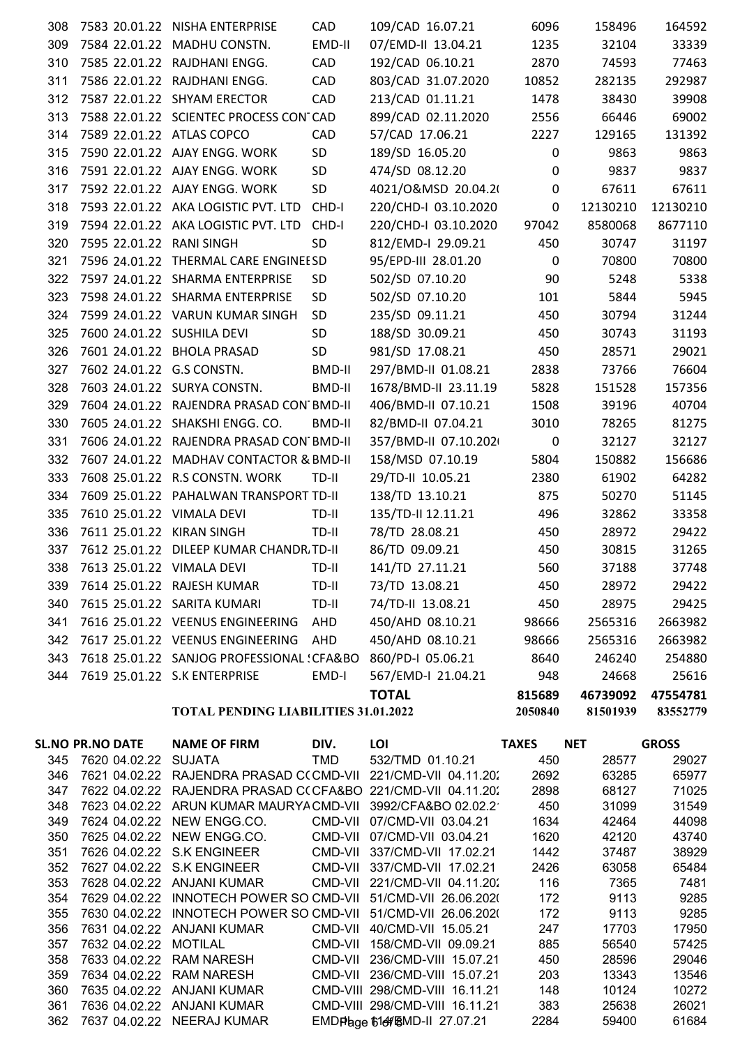| | | | | | | | | |
|---|---|---|---|---|---|---|---|---|
| 308 | 7583 | 20.01.22 | NISHA ENTERPRISE | CAD | 109/CAD 16.07.21 | 6096 | 158496 | 164592 |
| 309 | 7584 | 22.01.22 | MADHU CONSTN. | EMD-II | 07/EMD-II 13.04.21 | 1235 | 32104 | 33339 |
| 310 | 7585 | 22.01.22 | RAJDHANI ENGG. | CAD | 192/CAD 06.10.21 | 2870 | 74593 | 77463 |
| 311 | 7586 | 22.01.22 | RAJDHANI ENGG. | CAD | 803/CAD 31.07.2020 | 10852 | 282135 | 292987 |
| 312 | 7587 | 22.01.22 | SHYAM ERECTOR | CAD | 213/CAD 01.11.21 | 1478 | 38430 | 39908 |
| 313 | 7588 | 22.01.22 | SCIENTEC PROCESS CONT | CAD | 899/CAD 02.11.2020 | 2556 | 66446 | 69002 |
| 314 | 7589 | 22.01.22 | ATLAS COPCO | CAD | 57/CAD 17.06.21 | 2227 | 129165 | 131392 |
| 315 | 7590 | 22.01.22 | AJAY ENGG. WORK | SD | 189/SD 16.05.20 | 0 | 9863 | 9863 |
| 316 | 7591 | 22.01.22 | AJAY ENGG. WORK | SD | 474/SD 08.12.20 | 0 | 9837 | 9837 |
| 317 | 7592 | 22.01.22 | AJAY ENGG. WORK | SD | 4021/O&MSD 20.04.20 | 0 | 67611 | 67611 |
| 318 | 7593 | 22.01.22 | AKA LOGISTIC PVT. LTD | CHD-I | 220/CHD-I 03.10.2020 | 0 | 12130210 | 12130210 |
| 319 | 7594 | 22.01.22 | AKA LOGISTIC PVT. LTD | CHD-I | 220/CHD-I 03.10.2020 | 97042 | 8580068 | 8677110 |
| 320 | 7595 | 22.01.22 | RANI SINGH | SD | 812/EMD-I 29.09.21 | 450 | 30747 | 31197 |
| 321 | 7596 | 24.01.22 | THERMAL CARE ENGINEE | SD | 95/EPD-III 28.01.20 | 0 | 70800 | 70800 |
| 322 | 7597 | 24.01.22 | SHARMA ENTERPRISE | SD | 502/SD 07.10.20 | 90 | 5248 | 5338 |
| 323 | 7598 | 24.01.22 | SHARMA ENTERPRISE | SD | 502/SD 07.10.20 | 101 | 5844 | 5945 |
| 324 | 7599 | 24.01.22 | VARUN KUMAR SINGH | SD | 235/SD 09.11.21 | 450 | 30794 | 31244 |
| 325 | 7600 | 24.01.22 | SUSHILA DEVI | SD | 188/SD 30.09.21 | 450 | 30743 | 31193 |
| 326 | 7601 | 24.01.22 | BHOLA PRASAD | SD | 981/SD 17.08.21 | 450 | 28571 | 29021 |
| 327 | 7602 | 24.01.22 | G.S CONSTN. | BMD-II | 297/BMD-II 01.08.21 | 2838 | 73766 | 76604 |
| 328 | 7603 | 24.01.22 | SURYA CONSTN. | BMD-II | 1678/BMD-II 23.11.19 | 5828 | 151528 | 157356 |
| 329 | 7604 | 24.01.22 | RAJENDRA PRASAD CONT | BMD-II | 406/BMD-II 07.10.21 | 1508 | 39196 | 40704 |
| 330 | 7605 | 24.01.22 | SHAKSHI ENGG. CO. | BMD-II | 82/BMD-II 07.04.21 | 3010 | 78265 | 81275 |
| 331 | 7606 | 24.01.22 | RAJENDRA PRASAD CONT | BMD-II | 357/BMD-II 07.10.2020 | 0 | 32127 | 32127 |
| 332 | 7607 | 24.01.22 | MADHAV CONTACTOR & | BMD-II | 158/MSD 07.10.19 | 5804 | 150882 | 156686 |
| 333 | 7608 | 25.01.22 | R.S CONSTN. WORK | TD-II | 29/TD-II 10.05.21 | 2380 | 61902 | 64282 |
| 334 | 7609 | 25.01.22 | PAHALWAN TRANSPORT | TD-II | 138/TD 13.10.21 | 875 | 50270 | 51145 |
| 335 | 7610 | 25.01.22 | VIMALA DEVI | TD-II | 135/TD-II 12.11.21 | 496 | 32862 | 33358 |
| 336 | 7611 | 25.01.22 | KIRAN SINGH | TD-II | 78/TD 28.08.21 | 450 | 28972 | 29422 |
| 337 | 7612 | 25.01.22 | DILEEP KUMAR CHANDRA | TD-II | 86/TD 09.09.21 | 450 | 30815 | 31265 |
| 338 | 7613 | 25.01.22 | VIMALA DEVI | TD-II | 141/TD 27.11.21 | 560 | 37188 | 37748 |
| 339 | 7614 | 25.01.22 | RAJESH KUMAR | TD-II | 73/TD 13.08.21 | 450 | 28972 | 29422 |
| 340 | 7615 | 25.01.22 | SARITA KUMARI | TD-II | 74/TD-II 13.08.21 | 450 | 28975 | 29425 |
| 341 | 7616 | 25.01.22 | VEENUS ENGINEERING | AHD | 450/AHD 08.10.21 | 98666 | 2565316 | 2663982 |
| 342 | 7617 | 25.01.22 | VEENUS ENGINEERING | AHD | 450/AHD 08.10.21 | 98666 | 2565316 | 2663982 |
| 343 | 7618 | 25.01.22 | SANJOG PROFESSIONAL S | CFA&BO | 860/PD-I 05.06.21 | 8640 | 246240 | 254880 |
| 344 | 7619 | 25.01.22 | S.K ENTERPRISE | EMD-I | 567/EMD-I 21.04.21 | 948 | 24668 | 25616 |
| | | | | | **TOTAL** | **815689** | **46739092** | **47554781** |
| | | | **TOTAL PENDING LIABILITIES 31.01.2022** | | | **2050840** | **81501939** | **83552779** |

| SL.NO | PR.NO | DATE | NAME OF FIRM | DIV. | LOI | TAXES | NET | GROSS |
|---|---|---|---|---|---|---|---|---|
| 345 | 7620 | 04.02.22 | SUJATA | TMD | 532/TMD 01.10.21 | 450 | 28577 | 29027 |
| 346 | 7621 | 04.02.22 | RAJENDRA PRASAD CO | CMD-VII | 221/CMD-VII 04.11.20 | 2692 | 63285 | 65977 |
| 347 | 7622 | 04.02.22 | RAJENDRA PRASAD CO | CFA&BO | 221/CMD-VII 04.11.20 | 2898 | 68127 | 71025 |
| 348 | 7623 | 04.02.22 | ARUN KUMAR MAURYA | CMD-VII | 3992/CFA&BO 02.02.2 | 450 | 31099 | 31549 |
| 349 | 7624 | 04.02.22 | NEW ENGG.CO. | CMD-VII | 07/CMD-VII 03.04.21 | 1634 | 42464 | 44098 |
| 350 | 7625 | 04.02.22 | NEW ENGG.CO. | CMD-VII | 07/CMD-VII 03.04.21 | 1620 | 42120 | 43740 |
| 351 | 7626 | 04.02.22 | S.K ENGINEER | CMD-VII | 337/CMD-VII 17.02.21 | 1442 | 37487 | 38929 |
| 352 | 7627 | 04.02.22 | S.K ENGINEER | CMD-VII | 337/CMD-VII 17.02.21 | 2426 | 63058 | 65484 |
| 353 | 7628 | 04.02.22 | ANJANI KUMAR | CMD-VII | 221/CMD-VII 04.11.20 | 116 | 7365 | 7481 |
| 354 | 7629 | 04.02.22 | INNOTECH POWER SO | CMD-VII | 51/CMD-VII 26.06.2020 | 172 | 9113 | 9285 |
| 355 | 7630 | 04.02.22 | INNOTECH POWER SO | CMD-VII | 51/CMD-VII 26.06.2020 | 172 | 9113 | 9285 |
| 356 | 7631 | 04.02.22 | ANJANI KUMAR | CMD-VII | 40/CMD-VII 15.05.21 | 247 | 17703 | 17950 |
| 357 | 7632 | 04.02.22 | MOTILAL | CMD-VII | 158/CMD-VII 09.09.21 | 885 | 56540 | 57425 |
| 358 | 7633 | 04.02.22 | RAM NARESH | CMD-VII | 236/CMD-VIII 15.07.21 | 450 | 28596 | 29046 |
| 359 | 7634 | 04.02.22 | RAM NARESH | CMD-VII | 236/CMD-VIII 15.07.21 | 203 | 13343 | 13546 |
| 360 | 7635 | 04.02.22 | ANJANI KUMAR | CMD-VIII | 298/CMD-VIII 16.11.21 | 148 | 10124 | 10272 |
| 361 | 7636 | 04.02.22 | ANJANI KUMAR | CMD-VIII | 298/CMD-VIII 16.11.21 | 383 | 25638 | 26021 |
| 362 | 7637 | 04.02.22 | NEERAJ KUMAR | EMD-II | 14/EMD-II 27.07.21 | 2284 | 59400 | 61684 |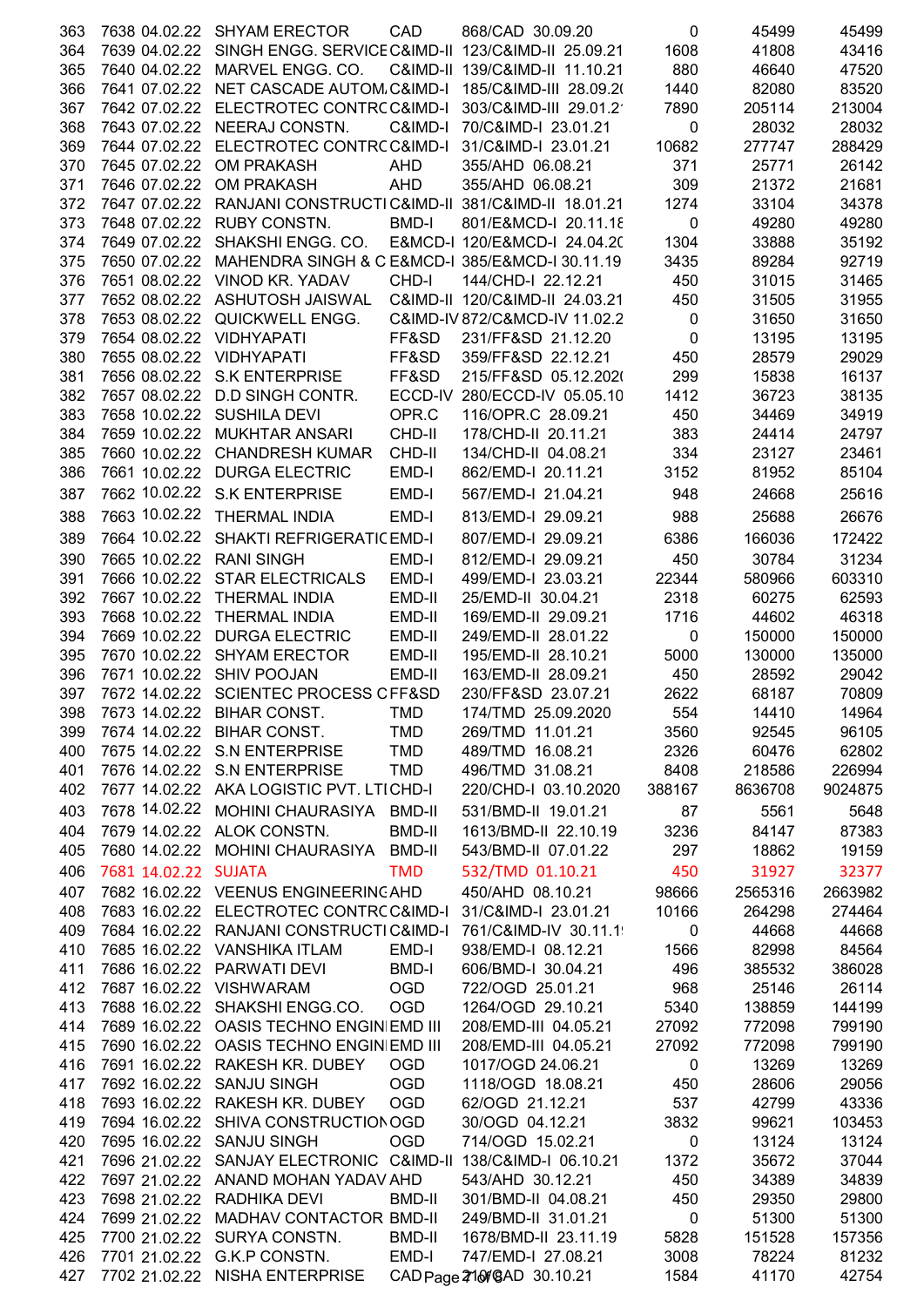| | | | | | | | | |
|---|---|---|---|---|---|---|---|---|
| 363 | 7638 | 04.02.22 | SHYAM ERECTOR | CAD | 868/CAD 30.09.20 | 0 | 45499 | 45499 |
| 364 | 7639 | 04.02.22 | SINGH ENGG. SERVICE | C&IMD-II | 123/C&IMD-II 25.09.21 | 1608 | 41808 | 43416 |
| 365 | 7640 | 04.02.22 | MARVEL ENGG. CO. | C&IMD-II | 139/C&IMD-II 11.10.21 | 880 | 46640 | 47520 |
| 366 | 7641 | 07.02.22 | NET CASCADE AUTOM. | C&IMD-I | 185/C&IMD-III 28.09.2( | 1440 | 82080 | 83520 |
| 367 | 7642 | 07.02.22 | ELECTROTEC CONTRC | C&IMD-I | 303/C&IMD-III 29.01.2 | 7890 | 205114 | 213004 |
| 368 | 7643 | 07.02.22 | NEERAJ CONSTN. | C&IMD-I | 70/C&IMD-I 23.01.21 | 0 | 28032 | 28032 |
| 369 | 7644 | 07.02.22 | ELECTROTEC CONTRC | C&IMD-I | 31/C&IMD-I 23.01.21 | 10682 | 277747 | 288429 |
| 370 | 7645 | 07.02.22 | OM PRAKASH | AHD | 355/AHD 06.08.21 | 371 | 25771 | 26142 |
| 371 | 7646 | 07.02.22 | OM PRAKASH | AHD | 355/AHD 06.08.21 | 309 | 21372 | 21681 |
| 372 | 7647 | 07.02.22 | RANJANI CONSTRUCTI | C&IMD-II | 381/C&IMD-II 18.01.21 | 1274 | 33104 | 34378 |
| 373 | 7648 | 07.02.22 | RUBY CONSTN. | BMD-I | 801/E&MCD-I 20.11.18 | 0 | 49280 | 49280 |
| 374 | 7649 | 07.02.22 | SHAKSHI ENGG. CO. | E&MCD-I | 120/E&MCD-I 24.04.20 | 1304 | 33888 | 35192 |
| 375 | 7650 | 07.02.22 | MAHENDRA SINGH & C | E&MCD-I | 385/E&MCD-I 30.11.19 | 3435 | 89284 | 92719 |
| 376 | 7651 | 08.02.22 | VINOD KR. YADAV | CHD-I | 144/CHD-I 22.12.21 | 450 | 31015 | 31465 |
| 377 | 7652 | 08.02.22 | ASHUTOSH JAISWAL | C&IMD-II | 120/C&IMD-II 24.03.21 | 450 | 31505 | 31955 |
| 378 | 7653 | 08.02.22 | QUICKWELL ENGG. | C&IMD-IV | 872/C&MCD-IV 11.02.2 | 0 | 31650 | 31650 |
| 379 | 7654 | 08.02.22 | VIDHYAPATI | FF&SD | 231/FF&SD 21.12.20 | 0 | 13195 | 13195 |
| 380 | 7655 | 08.02.22 | VIDHYAPATI | FF&SD | 359/FF&SD 22.12.21 | 450 | 28579 | 29029 |
| 381 | 7656 | 08.02.22 | S.K ENTERPRISE | FF&SD | 215/FF&SD 05.12.202( | 299 | 15838 | 16137 |
| 382 | 7657 | 08.02.22 | D.D SINGH CONTR. | ECCD-IV | 280/ECCD-IV 05.05.10 | 1412 | 36723 | 38135 |
| 383 | 7658 | 10.02.22 | SUSHILA DEVI | OPR.C | 116/OPR.C 28.09.21 | 450 | 34469 | 34919 |
| 384 | 7659 | 10.02.22 | MUKHTAR ANSARI | CHD-II | 178/CHD-II 20.11.21 | 383 | 24414 | 24797 |
| 385 | 7660 | 10.02.22 | CHANDRESH KUMAR | CHD-II | 134/CHD-II 04.08.21 | 334 | 23127 | 23461 |
| 386 | 7661 | 10.02.22 | DURGA ELECTRIC | EMD-I | 862/EMD-I 20.11.21 | 3152 | 81952 | 85104 |
| 387 | 7662 | 10.02.22 | S.K ENTERPRISE | EMD-I | 567/EMD-I 21.04.21 | 948 | 24668 | 25616 |
| 388 | 7663 | 10.02.22 | THERMAL INDIA | EMD-I | 813/EMD-I 29.09.21 | 988 | 25688 | 26676 |
| 389 | 7664 | 10.02.22 | SHAKTI REFRIGERATIC | EMD-I | 807/EMD-I 29.09.21 | 6386 | 166036 | 172422 |
| 390 | 7665 | 10.02.22 | RANI SINGH | EMD-I | 812/EMD-I 29.09.21 | 450 | 30784 | 31234 |
| 391 | 7666 | 10.02.22 | STAR ELECTRICALS | EMD-I | 499/EMD-I 23.03.21 | 22344 | 580966 | 603310 |
| 392 | 7667 | 10.02.22 | THERMAL INDIA | EMD-II | 25/EMD-II 30.04.21 | 2318 | 60275 | 62593 |
| 393 | 7668 | 10.02.22 | THERMAL INDIA | EMD-II | 169/EMD-II 29.09.21 | 1716 | 44602 | 46318 |
| 394 | 7669 | 10.02.22 | DURGA ELECTRIC | EMD-II | 249/EMD-II 28.01.22 | 0 | 150000 | 150000 |
| 395 | 7670 | 10.02.22 | SHYAM ERECTOR | EMD-II | 195/EMD-II 28.10.21 | 5000 | 130000 | 135000 |
| 396 | 7671 | 10.02.22 | SHIV POOJAN | EMD-II | 163/EMD-II 28.09.21 | 450 | 28592 | 29042 |
| 397 | 7672 | 14.02.22 | SCIENTEC PROCESS C | FF&SD | 230/FF&SD 23.07.21 | 2622 | 68187 | 70809 |
| 398 | 7673 | 14.02.22 | BIHAR CONST. | TMD | 174/TMD 25.09.2020 | 554 | 14410 | 14964 |
| 399 | 7674 | 14.02.22 | BIHAR CONST. | TMD | 269/TMD 11.01.21 | 3560 | 92545 | 96105 |
| 400 | 7675 | 14.02.22 | S.N ENTERPRISE | TMD | 489/TMD 16.08.21 | 2326 | 60476 | 62802 |
| 401 | 7676 | 14.02.22 | S.N ENTERPRISE | TMD | 496/TMD 31.08.21 | 8408 | 218586 | 226994 |
| 402 | 7677 | 14.02.22 | AKA LOGISTIC PVT. LTI | CHD-I | 220/CHD-I 03.10.2020 | 388167 | 8636708 | 9024875 |
| 403 | 7678 | 14.02.22 | MOHINI CHAURASIYA | BMD-II | 531/BMD-II 19.01.21 | 87 | 5561 | 5648 |
| 404 | 7679 | 14.02.22 | ALOK CONSTN. | BMD-II | 1613/BMD-II 22.10.19 | 3236 | 84147 | 87383 |
| 405 | 7680 | 14.02.22 | MOHINI CHAURASIYA | BMD-II | 543/BMD-II 07.01.22 | 297 | 18862 | 19159 |
| 406 | 7681 | 14.02.22 | SUJATA | TMD | 532/TMD 01.10.21 | 450 | 31927 | 32377 |
| 407 | 7682 | 16.02.22 | VEENUS ENGINEERING | AHD | 450/AHD 08.10.21 | 98666 | 2565316 | 2663982 |
| 408 | 7683 | 16.02.22 | ELECTROTEC CONTRC | C&IMD-I | 31/C&IMD-I 23.01.21 | 10166 | 264298 | 274464 |
| 409 | 7684 | 16.02.22 | RANJANI CONSTRUCTI | C&IMD-I | 761/C&IMD-IV 30.11.1 | 0 | 44668 | 44668 |
| 410 | 7685 | 16.02.22 | VANSHIKA ITLAM | EMD-I | 938/EMD-I 08.12.21 | 1566 | 82998 | 84564 |
| 411 | 7686 | 16.02.22 | PARWATI DEVI | BMD-I | 606/BMD-I 30.04.21 | 496 | 385532 | 386028 |
| 412 | 7687 | 16.02.22 | VISHWARAM | OGD | 722/OGD 25.01.21 | 968 | 25146 | 26114 |
| 413 | 7688 | 16.02.22 | SHAKSHI ENGG.CO. | OGD | 1264/OGD 29.10.21 | 5340 | 138859 | 144199 |
| 414 | 7689 | 16.02.22 | OASIS TECHNO ENGIN | EMD III | 208/EMD-III 04.05.21 | 27092 | 772098 | 799190 |
| 415 | 7690 | 16.02.22 | OASIS TECHNO ENGIN | EMD III | 208/EMD-III 04.05.21 | 27092 | 772098 | 799190 |
| 416 | 7691 | 16.02.22 | RAKESH KR. DUBEY | OGD | 1017/OGD 24.06.21 | 0 | 13269 | 13269 |
| 417 | 7692 | 16.02.22 | SANJU SINGH | OGD | 1118/OGD 18.08.21 | 450 | 28606 | 29056 |
| 418 | 7693 | 16.02.22 | RAKESH KR. DUBEY | OGD | 62/OGD 21.12.21 | 537 | 42799 | 43336 |
| 419 | 7694 | 16.02.22 | SHIVA CONSTRUCTION | OGD | 30/OGD 04.12.21 | 3832 | 99621 | 103453 |
| 420 | 7695 | 16.02.22 | SANJU SINGH | OGD | 714/OGD 15.02.21 | 0 | 13124 | 13124 |
| 421 | 7696 | 21.02.22 | SANJAY ELECTRONIC | C&IMD-II | 138/C&IMD-I 06.10.21 | 1372 | 35672 | 37044 |
| 422 | 7697 | 21.02.22 | ANAND MOHAN YADAV | AHD | 543/AHD 30.12.21 | 450 | 34389 | 34839 |
| 423 | 7698 | 21.02.22 | RADHIKA DEVI | BMD-II | 301/BMD-II 04.08.21 | 450 | 29350 | 29800 |
| 424 | 7699 | 21.02.22 | MADHAV CONTACTOR | BMD-II | 249/BMD-II 31.01.21 | 0 | 51300 | 51300 |
| 425 | 7700 | 21.02.22 | SURYA CONSTN. | BMD-II | 1678/BMD-II 23.11.19 | 5828 | 151528 | 157356 |
| 426 | 7701 | 21.02.22 | G.K.P CONSTN. | EMD-I | 747/EMD-I 27.08.21 | 3008 | 78224 | 81232 |
| 427 | 7702 | 21.02.22 | NISHA ENTERPRISE | CAD | 210/CAD 30.10.21 | 1584 | 41170 | 42754 |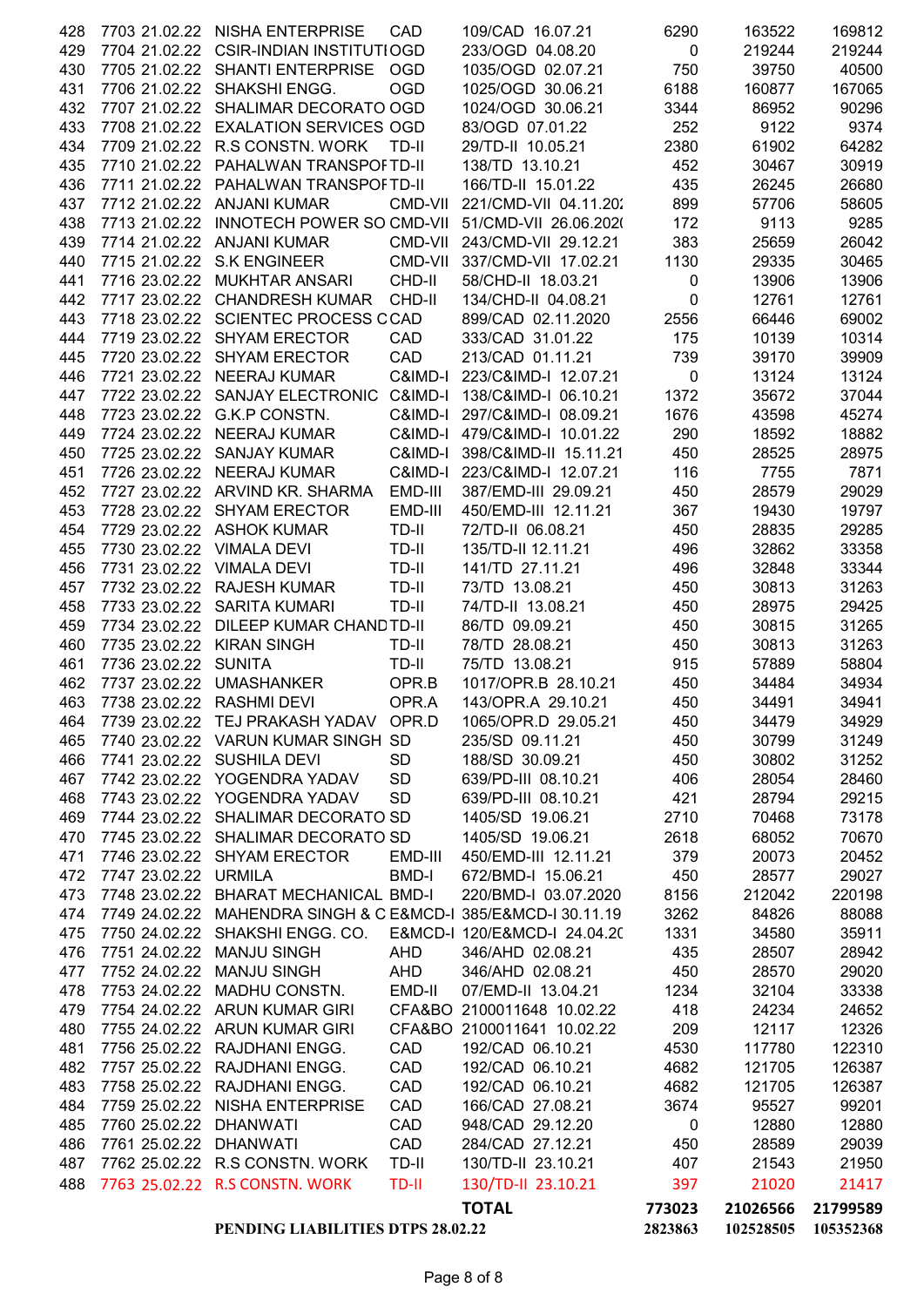| | | | | | | | | |
|---|---|---|---|---|---|---|---|---|
| 428 | 7703 | 21.02.22 | NISHA ENTERPRISE | CAD | 109/CAD 16.07.21 | 6290 | 163522 | 169812 |
| 429 | 7704 | 21.02.22 | CSIR-INDIAN INSTITUTI | OGD | 233/OGD 04.08.20 | 0 | 219244 | 219244 |
| 430 | 7705 | 21.02.22 | SHANTI ENTERPRISE | OGD | 1035/OGD 02.07.21 | 750 | 39750 | 40500 |
| 431 | 7706 | 21.02.22 | SHAKSHI ENGG. | OGD | 1025/OGD 30.06.21 | 6188 | 160877 | 167065 |
| 432 | 7707 | 21.02.22 | SHALIMAR DECORATO | OGD | 1024/OGD 30.06.21 | 3344 | 86952 | 90296 |
| 433 | 7708 | 21.02.22 | EXALATION SERVICES | OGD | 83/OGD 07.01.22 | 252 | 9122 | 9374 |
| 434 | 7709 | 21.02.22 | R.S CONSTN. WORK | TD-II | 29/TD-II 10.05.21 | 2380 | 61902 | 64282 |
| 435 | 7710 | 21.02.22 | PAHALWAN TRANSPOI | TD-II | 138/TD 13.10.21 | 452 | 30467 | 30919 |
| 436 | 7711 | 21.02.22 | PAHALWAN TRANSPOI | TD-II | 166/TD-II 15.01.22 | 435 | 26245 | 26680 |
| 437 | 7712 | 21.02.22 | ANJANI KUMAR | CMD-VII | 221/CMD-VII 04.11.202 | 899 | 57706 | 58605 |
| 438 | 7713 | 21.02.22 | INNOTECH POWER SO | CMD-VII | 51/CMD-VII 26.06.202( | 172 | 9113 | 9285 |
| 439 | 7714 | 21.02.22 | ANJANI KUMAR | CMD-VII | 243/CMD-VII 29.12.21 | 383 | 25659 | 26042 |
| 440 | 7715 | 21.02.22 | S.K ENGINEER | CMD-VII | 337/CMD-VII 17.02.21 | 1130 | 29335 | 30465 |
| 441 | 7716 | 23.02.22 | MUKHTAR ANSARI | CHD-II | 58/CHD-II 18.03.21 | 0 | 13906 | 13906 |
| 442 | 7717 | 23.02.22 | CHANDRESH KUMAR | CHD-II | 134/CHD-II 04.08.21 | 0 | 12761 | 12761 |
| 443 | 7718 | 23.02.22 | SCIENTEC PROCESS C | CAD | 899/CAD 02.11.2020 | 2556 | 66446 | 69002 |
| 444 | 7719 | 23.02.22 | SHYAM ERECTOR | CAD | 333/CAD 31.01.22 | 175 | 10139 | 10314 |
| 445 | 7720 | 23.02.22 | SHYAM ERECTOR | CAD | 213/CAD 01.11.21 | 739 | 39170 | 39909 |
| 446 | 7721 | 23.02.22 | NEERAJ KUMAR | C&IMD-I | 223/C&IMD-I 12.07.21 | 0 | 13124 | 13124 |
| 447 | 7722 | 23.02.22 | SANJAY ELECTRONIC | C&IMD-I | 138/C&IMD-I 06.10.21 | 1372 | 35672 | 37044 |
| 448 | 7723 | 23.02.22 | G.K.P CONSTN. | C&IMD-I | 297/C&IMD-I 08.09.21 | 1676 | 43598 | 45274 |
| 449 | 7724 | 23.02.22 | NEERAJ KUMAR | C&IMD-I | 479/C&IMD-I 10.01.22 | 290 | 18592 | 18882 |
| 450 | 7725 | 23.02.22 | SANJAY KUMAR | C&IMD-I | 398/C&IMD-II 15.11.21 | 450 | 28525 | 28975 |
| 451 | 7726 | 23.02.22 | NEERAJ KUMAR | C&IMD-I | 223/C&IMD-I 12.07.21 | 116 | 7755 | 7871 |
| 452 | 7727 | 23.02.22 | ARVIND KR. SHARMA | EMD-III | 387/EMD-III 29.09.21 | 450 | 28579 | 29029 |
| 453 | 7728 | 23.02.22 | SHYAM ERECTOR | EMD-III | 450/EMD-III 12.11.21 | 367 | 19430 | 19797 |
| 454 | 7729 | 23.02.22 | ASHOK KUMAR | TD-II | 72/TD-II 06.08.21 | 450 | 28835 | 29285 |
| 455 | 7730 | 23.02.22 | VIMALA DEVI | TD-II | 135/TD-II 12.11.21 | 496 | 32862 | 33358 |
| 456 | 7731 | 23.02.22 | VIMALA DEVI | TD-II | 141/TD 27.11.21 | 496 | 32848 | 33344 |
| 457 | 7732 | 23.02.22 | RAJESH KUMAR | TD-II | 73/TD 13.08.21 | 450 | 30813 | 31263 |
| 458 | 7733 | 23.02.22 | SARITA KUMARI | TD-II | 74/TD-II 13.08.21 | 450 | 28975 | 29425 |
| 459 | 7734 | 23.02.22 | DILEEP KUMAR CHAND | TD-II | 86/TD 09.09.21 | 450 | 30815 | 31265 |
| 460 | 7735 | 23.02.22 | KIRAN SINGH | TD-II | 78/TD 28.08.21 | 450 | 30813 | 31263 |
| 461 | 7736 | 23.02.22 | SUNITA | TD-II | 75/TD 13.08.21 | 915 | 57889 | 58804 |
| 462 | 7737 | 23.02.22 | UMASHANKER | OPR.B | 1017/OPR.B 28.10.21 | 450 | 34484 | 34934 |
| 463 | 7738 | 23.02.22 | RASHMI DEVI | OPR.A | 143/OPR.A 29.10.21 | 450 | 34491 | 34941 |
| 464 | 7739 | 23.02.22 | TEJ PRAKASH YADAV | OPR.D | 1065/OPR.D 29.05.21 | 450 | 34479 | 34929 |
| 465 | 7740 | 23.02.22 | VARUN KUMAR SINGH | SD | 235/SD 09.11.21 | 450 | 30799 | 31249 |
| 466 | 7741 | 23.02.22 | SUSHILA DEVI | SD | 188/SD 30.09.21 | 450 | 30802 | 31252 |
| 467 | 7742 | 23.02.22 | YOGENDRA YADAV | SD | 639/PD-III 08.10.21 | 406 | 28054 | 28460 |
| 468 | 7743 | 23.02.22 | YOGENDRA YADAV | SD | 639/PD-III 08.10.21 | 421 | 28794 | 29215 |
| 469 | 7744 | 23.02.22 | SHALIMAR DECORATO | SD | 1405/SD 19.06.21 | 2710 | 70468 | 73178 |
| 470 | 7745 | 23.02.22 | SHALIMAR DECORATO | SD | 1405/SD 19.06.21 | 2618 | 68052 | 70670 |
| 471 | 7746 | 23.02.22 | SHYAM ERECTOR | EMD-III | 450/EMD-III 12.11.21 | 379 | 20073 | 20452 |
| 472 | 7747 | 23.02.22 | URMILA | BMD-I | 672/BMD-I 15.06.21 | 450 | 28577 | 29027 |
| 473 | 7748 | 23.02.22 | BHARAT MECHANICAL | BMD-I | 220/BMD-I 03.07.2020 | 8156 | 212042 | 220198 |
| 474 | 7749 | 24.02.22 | MAHENDRA SINGH & C | E&MCD-I | 385/E&MCD-I 30.11.19 | 3262 | 84826 | 88088 |
| 475 | 7750 | 24.02.22 | SHAKSHI ENGG. CO. | E&MCD-I | 120/E&MCD-I 24.04.2( | 1331 | 34580 | 35911 |
| 476 | 7751 | 24.02.22 | MANJU SINGH | AHD | 346/AHD 02.08.21 | 435 | 28507 | 28942 |
| 477 | 7752 | 24.02.22 | MANJU SINGH | AHD | 346/AHD 02.08.21 | 450 | 28570 | 29020 |
| 478 | 7753 | 24.02.22 | MADHU CONSTN. | EMD-II | 07/EMD-II 13.04.21 | 1234 | 32104 | 33338 |
| 479 | 7754 | 24.02.22 | ARUN KUMAR GIRI | CFA&BO | 2100011648 10.02.22 | 418 | 24234 | 24652 |
| 480 | 7755 | 24.02.22 | ARUN KUMAR GIRI | CFA&BO | 2100011641 10.02.22 | 209 | 12117 | 12326 |
| 481 | 7756 | 25.02.22 | RAJDHANI ENGG. | CAD | 192/CAD 06.10.21 | 4530 | 117780 | 122310 |
| 482 | 7757 | 25.02.22 | RAJDHANI ENGG. | CAD | 192/CAD 06.10.21 | 4682 | 121705 | 126387 |
| 483 | 7758 | 25.02.22 | RAJDHANI ENGG. | CAD | 192/CAD 06.10.21 | 4682 | 121705 | 126387 |
| 484 | 7759 | 25.02.22 | NISHA ENTERPRISE | CAD | 166/CAD 27.08.21 | 3674 | 95527 | 99201 |
| 485 | 7760 | 25.02.22 | DHANWATI | CAD | 948/CAD 29.12.20 | 0 | 12880 | 12880 |
| 486 | 7761 | 25.02.22 | DHANWATI | CAD | 284/CAD 27.12.21 | 450 | 28589 | 29039 |
| 487 | 7762 | 25.02.22 | R.S CONSTN. WORK | TD-II | 130/TD-II 23.10.21 | 407 | 21543 | 21950 |
| 488 | 7763 | 25.02.22 | R.S CONSTN. WORK | TD-II | 130/TD-II 23.10.21 | 397 | 21020 | 21417 |
| | | | | | **TOTAL** | **773023** | **21026566** | **21799589** |
| | | | **PENDING LIABILITIES DTPS 28.02.22** | | | **2823863** | **102528505** | **105352368** |